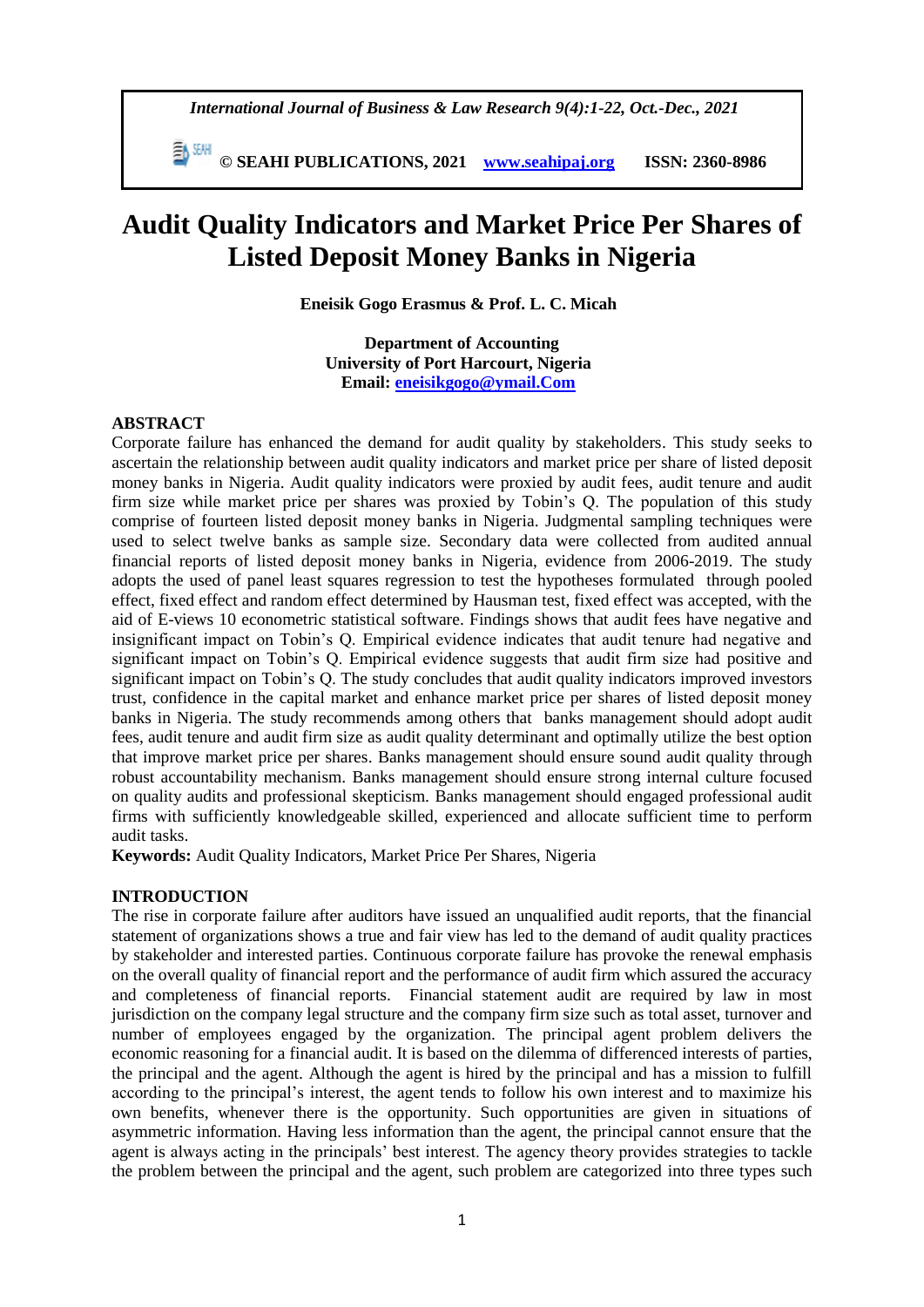# Audit Quality Indicators and Market Price Per Shares of Listed Deposit Money Banks in Nigeria

**Eneisik Gogo Erasmus & Prof. L. C. Micah**

**Department of Accounting**
**University of Port Harcourt, Nigeria**
**Email: eneisikgogo@ymail.Com**

## ABSTRACT

Corporate failure has enhanced the demand for audit quality by stakeholders. This study seeks to ascertain the relationship between audit quality indicators and market price per share of listed deposit money banks in Nigeria. Audit quality indicators were proxied by audit fees, audit tenure and audit firm size while market price per shares was proxied by Tobin's Q. The population of this study comprise of fourteen listed deposit money banks in Nigeria. Judgmental sampling techniques were used to select twelve banks as sample size. Secondary data were collected from audited annual financial reports of listed deposit money banks in Nigeria, evidence from 2006-2019. The study adopts the used of panel least squares regression to test the hypotheses formulated through pooled effect, fixed effect and random effect determined by Hausman test, fixed effect was accepted, with the aid of E-views 10 econometric statistical software. Findings shows that audit fees have negative and insignificant impact on Tobin's Q. Empirical evidence indicates that audit tenure had negative and significant impact on Tobin's Q. Empirical evidence suggests that audit firm size had positive and significant impact on Tobin's Q. The study concludes that audit quality indicators improved investors trust, confidence in the capital market and enhance market price per shares of listed deposit money banks in Nigeria. The study recommends among others that banks management should adopt audit fees, audit tenure and audit firm size as audit quality determinant and optimally utilize the best option that improve market price per shares. Banks management should ensure sound audit quality through robust accountability mechanism. Banks management should ensure strong internal culture focused on quality audits and professional skepticism. Banks management should engaged professional audit firms with sufficiently knowledgeable skilled, experienced and allocate sufficient time to perform audit tasks.

**Keywords:** Audit Quality Indicators, Market Price Per Shares, Nigeria

## INTRODUCTION

The rise in corporate failure after auditors have issued an unqualified audit reports, that the financial statement of organizations shows a true and fair view has led to the demand of audit quality practices by stakeholder and interested parties. Continuous corporate failure has provoke the renewal emphasis on the overall quality of financial report and the performance of audit firm which assured the accuracy and completeness of financial reports. Financial statement audit are required by law in most jurisdiction on the company legal structure and the company firm size such as total asset, turnover and number of employees engaged by the organization. The principal agent problem delivers the economic reasoning for a financial audit. It is based on the dilemma of differenced interests of parties, the principal and the agent. Although the agent is hired by the principal and has a mission to fulfill according to the principal's interest, the agent tends to follow his own interest and to maximize his own benefits, whenever there is the opportunity. Such opportunities are given in situations of asymmetric information. Having less information than the agent, the principal cannot ensure that the agent is always acting in the principals' best interest. The agency theory provides strategies to tackle the problem between the principal and the agent, such problem are categorized into three types such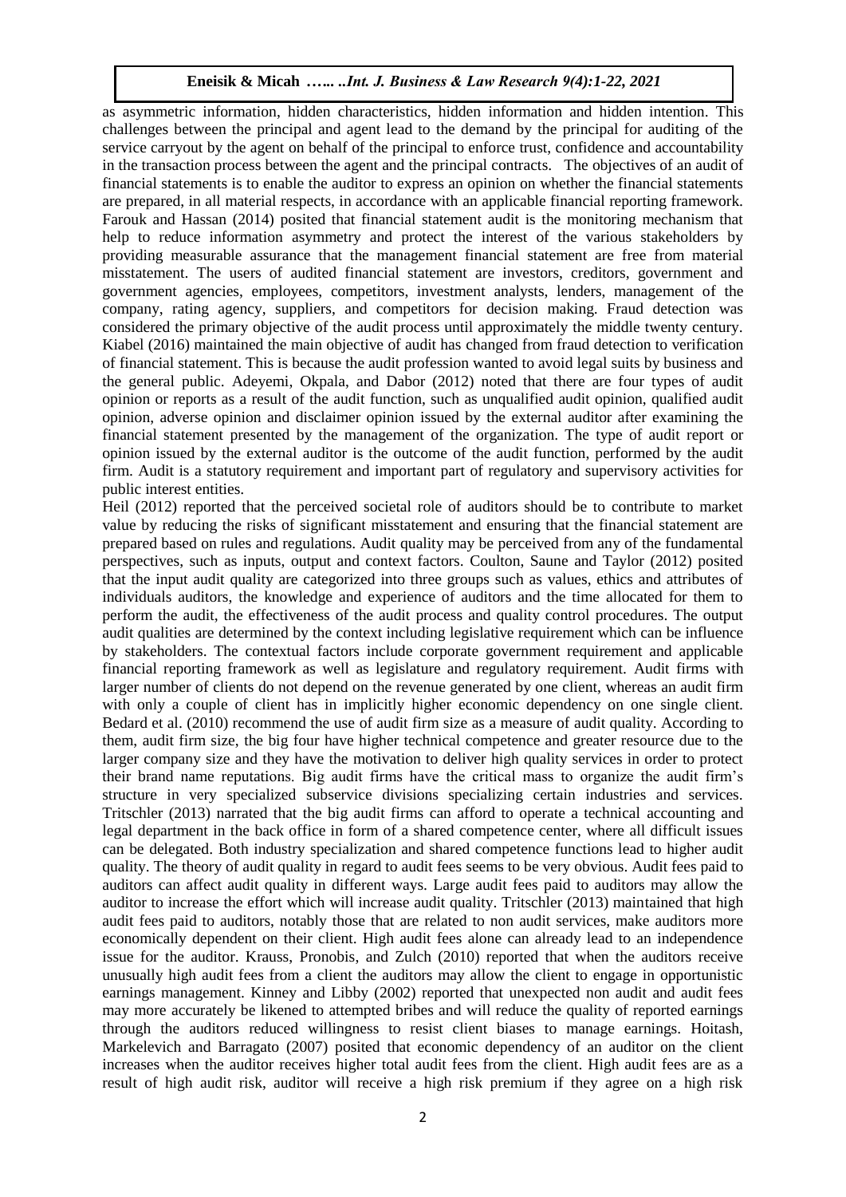as asymmetric information, hidden characteristics, hidden information and hidden intention. This challenges between the principal and agent lead to the demand by the principal for auditing of the service carryout by the agent on behalf of the principal to enforce trust, confidence and accountability in the transaction process between the agent and the principal contracts. The objectives of an audit of financial statements is to enable the auditor to express an opinion on whether the financial statements are prepared, in all material respects, in accordance with an applicable financial reporting framework. Farouk and Hassan (2014) posited that financial statement audit is the monitoring mechanism that help to reduce information asymmetry and protect the interest of the various stakeholders by providing measurable assurance that the management financial statement are free from material misstatement. The users of audited financial statement are investors, creditors, government and government agencies, employees, competitors, investment analysts, lenders, management of the company, rating agency, suppliers, and competitors for decision making. Fraud detection was considered the primary objective of the audit process until approximately the middle twenty century. Kiabel (2016) maintained the main objective of audit has changed from fraud detection to verification of financial statement. This is because the audit profession wanted to avoid legal suits by business and the general public. Adeyemi, Okpala, and Dabor (2012) noted that there are four types of audit opinion or reports as a result of the audit function, such as unqualified audit opinion, qualified audit opinion, adverse opinion and disclaimer opinion issued by the external auditor after examining the financial statement presented by the management of the organization. The type of audit report or opinion issued by the external auditor is the outcome of the audit function, performed by the audit firm. Audit is a statutory requirement and important part of regulatory and supervisory activities for public interest entities.

Heil (2012) reported that the perceived societal role of auditors should be to contribute to market value by reducing the risks of significant misstatement and ensuring that the financial statement are prepared based on rules and regulations. Audit quality may be perceived from any of the fundamental perspectives, such as inputs, output and context factors. Coulton, Saune and Taylor (2012) posited that the input audit quality are categorized into three groups such as values, ethics and attributes of individuals auditors, the knowledge and experience of auditors and the time allocated for them to perform the audit, the effectiveness of the audit process and quality control procedures. The output audit qualities are determined by the context including legislative requirement which can be influence by stakeholders. The contextual factors include corporate government requirement and applicable financial reporting framework as well as legislature and regulatory requirement. Audit firms with larger number of clients do not depend on the revenue generated by one client, whereas an audit firm with only a couple of client has in implicitly higher economic dependency on one single client. Bedard et al. (2010) recommend the use of audit firm size as a measure of audit quality. According to them, audit firm size, the big four have higher technical competence and greater resource due to the larger company size and they have the motivation to deliver high quality services in order to protect their brand name reputations. Big audit firms have the critical mass to organize the audit firm's structure in very specialized subservice divisions specializing certain industries and services. Tritschler (2013) narrated that the big audit firms can afford to operate a technical accounting and legal department in the back office in form of a shared competence center, where all difficult issues can be delegated. Both industry specialization and shared competence functions lead to higher audit quality. The theory of audit quality in regard to audit fees seems to be very obvious. Audit fees paid to auditors can affect audit quality in different ways. Large audit fees paid to auditors may allow the auditor to increase the effort which will increase audit quality. Tritschler (2013) maintained that high audit fees paid to auditors, notably those that are related to non audit services, make auditors more economically dependent on their client. High audit fees alone can already lead to an independence issue for the auditor. Krauss, Pronobis, and Zulch (2010) reported that when the auditors receive unusually high audit fees from a client the auditors may allow the client to engage in opportunistic earnings management. Kinney and Libby (2002) reported that unexpected non audit and audit fees may more accurately be likened to attempted bribes and will reduce the quality of reported earnings through the auditors reduced willingness to resist client biases to manage earnings. Hoitash, Markelevich and Barragato (2007) posited that economic dependency of an auditor on the client increases when the auditor receives higher total audit fees from the client. High audit fees are as a result of high audit risk, auditor will receive a high risk premium if they agree on a high risk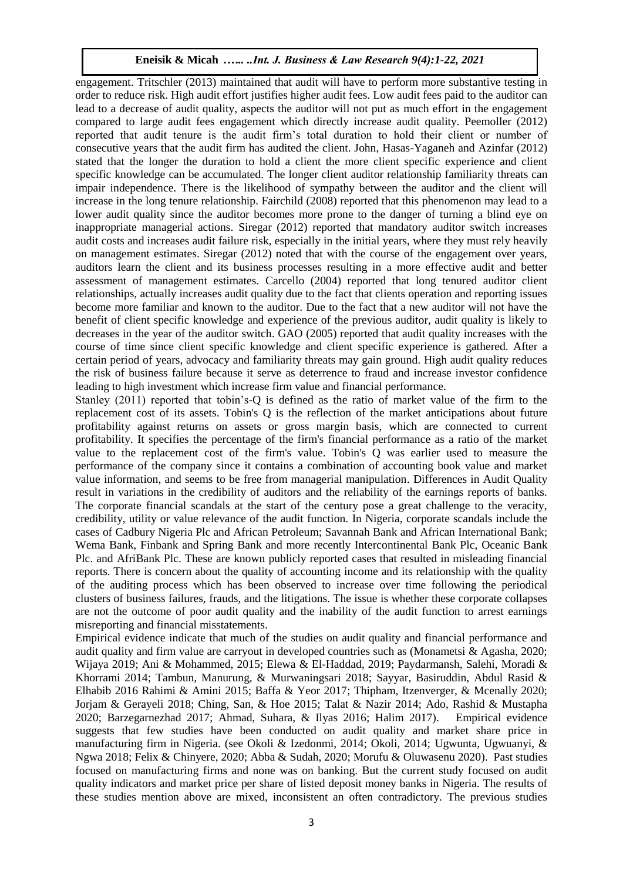engagement. Tritschler (2013) maintained that audit will have to perform more substantive testing in order to reduce risk. High audit effort justifies higher audit fees. Low audit fees paid to the auditor can lead to a decrease of audit quality, aspects the auditor will not put as much effort in the engagement compared to large audit fees engagement which directly increase audit quality. Peemoller (2012) reported that audit tenure is the audit firm's total duration to hold their client or number of consecutive years that the audit firm has audited the client. John, Hasas-Yaganeh and Azinfar (2012) stated that the longer the duration to hold a client the more client specific experience and client specific knowledge can be accumulated. The longer client auditor relationship familiarity threats can impair independence. There is the likelihood of sympathy between the auditor and the client will increase in the long tenure relationship. Fairchild (2008) reported that this phenomenon may lead to a lower audit quality since the auditor becomes more prone to the danger of turning a blind eye on inappropriate managerial actions. Siregar (2012) reported that mandatory auditor switch increases audit costs and increases audit failure risk, especially in the initial years, where they must rely heavily on management estimates. Siregar (2012) noted that with the course of the engagement over years, auditors learn the client and its business processes resulting in a more effective audit and better assessment of management estimates. Carcello (2004) reported that long tenured auditor client relationships, actually increases audit quality due to the fact that clients operation and reporting issues become more familiar and known to the auditor. Due to the fact that a new auditor will not have the benefit of client specific knowledge and experience of the previous auditor, audit quality is likely to decreases in the year of the auditor switch. GAO (2005) reported that audit quality increases with the course of time since client specific knowledge and client specific experience is gathered. After a certain period of years, advocacy and familiarity threats may gain ground. High audit quality reduces the risk of business failure because it serve as deterrence to fraud and increase investor confidence leading to high investment which increase firm value and financial performance.

Stanley (2011) reported that tobin's-Q is defined as the ratio of market value of the firm to the replacement cost of its assets. Tobin's Q is the reflection of the market anticipations about future profitability against returns on assets or gross margin basis, which are connected to current profitability. It specifies the percentage of the firm's financial performance as a ratio of the market value to the replacement cost of the firm's value. Tobin's Q was earlier used to measure the performance of the company since it contains a combination of accounting book value and market value information, and seems to be free from managerial manipulation. Differences in Audit Quality result in variations in the credibility of auditors and the reliability of the earnings reports of banks. The corporate financial scandals at the start of the century pose a great challenge to the veracity, credibility, utility or value relevance of the audit function. In Nigeria, corporate scandals include the cases of Cadbury Nigeria Plc and African Petroleum; Savannah Bank and African International Bank; Wema Bank, Finbank and Spring Bank and more recently Intercontinental Bank Plc, Oceanic Bank Plc. and AfriBank Plc. These are known publicly reported cases that resulted in misleading financial reports. There is concern about the quality of accounting income and its relationship with the quality of the auditing process which has been observed to increase over time following the periodical clusters of business failures, frauds, and the litigations. The issue is whether these corporate collapses are not the outcome of poor audit quality and the inability of the audit function to arrest earnings misreporting and financial misstatements.

Empirical evidence indicate that much of the studies on audit quality and financial performance and audit quality and firm value are carryout in developed countries such as (Monametsi & Agasha, 2020; Wijaya 2019; Ani & Mohammed, 2015; Elewa & El-Haddad, 2019; Paydarmansh, Salehi, Moradi & Khorrami 2014; Tambun, Manurung, & Murwaningsari 2018; Sayyar, Basiruddin, Abdul Rasid & Elhabib 2016 Rahimi & Amini 2015; Baffa & Yeor 2017; Thipham, Itzenverger, & Mcenally 2020; Jorjam & Gerayeli 2018; Ching, San, & Hoe 2015; Talat & Nazir 2014; Ado, Rashid & Mustapha 2020; Barzegarnezhad 2017; Ahmad, Suhara, & Ilyas 2016; Halim 2017). Empirical evidence suggests that few studies have been conducted on audit quality and market share price in manufacturing firm in Nigeria. (see Okoli & Izedonmi, 2014; Okoli, 2014; Ugwunta, Ugwuanyi, & Ngwa 2018; Felix & Chinyere, 2020; Abba & Sudah, 2020; Morufu & Oluwasenu 2020). Past studies focused on manufacturing firms and none was on banking. But the current study focused on audit quality indicators and market price per share of listed deposit money banks in Nigeria. The results of these studies mention above are mixed, inconsistent an often contradictory. The previous studies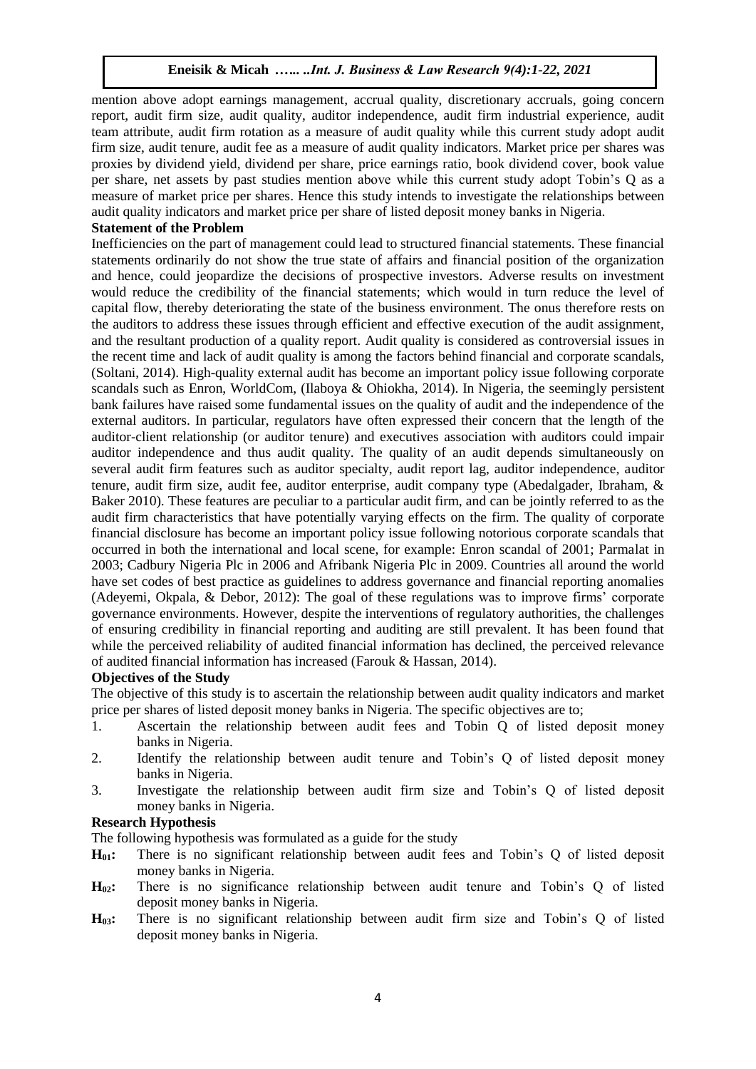mention above adopt earnings management, accrual quality, discretionary accruals, going concern report, audit firm size, audit quality, auditor independence, audit firm industrial experience, audit team attribute, audit firm rotation as a measure of audit quality while this current study adopt audit firm size, audit tenure, audit fee as a measure of audit quality indicators. Market price per shares was proxies by dividend yield, dividend per share, price earnings ratio, book dividend cover, book value per share, net assets by past studies mention above while this current study adopt Tobin's Q as a measure of market price per shares. Hence this study intends to investigate the relationships between audit quality indicators and market price per share of listed deposit money banks in Nigeria.

**Statement of the Problem**

Inefficiencies on the part of management could lead to structured financial statements. These financial statements ordinarily do not show the true state of affairs and financial position of the organization and hence, could jeopardize the decisions of prospective investors. Adverse results on investment would reduce the credibility of the financial statements; which would in turn reduce the level of capital flow, thereby deteriorating the state of the business environment. The onus therefore rests on the auditors to address these issues through efficient and effective execution of the audit assignment, and the resultant production of a quality report. Audit quality is considered as controversial issues in the recent time and lack of audit quality is among the factors behind financial and corporate scandals, (Soltani, 2014). High-quality external audit has become an important policy issue following corporate scandals such as Enron, WorldCom, (Ilaboya & Ohiokha, 2014). In Nigeria, the seemingly persistent bank failures have raised some fundamental issues on the quality of audit and the independence of the external auditors. In particular, regulators have often expressed their concern that the length of the auditor-client relationship (or auditor tenure) and executives association with auditors could impair auditor independence and thus audit quality. The quality of an audit depends simultaneously on several audit firm features such as auditor specialty, audit report lag, auditor independence, auditor tenure, audit firm size, audit fee, auditor enterprise, audit company type (Abedalgader, Ibraham, & Baker 2010). These features are peculiar to a particular audit firm, and can be jointly referred to as the audit firm characteristics that have potentially varying effects on the firm. The quality of corporate financial disclosure has become an important policy issue following notorious corporate scandals that occurred in both the international and local scene, for example: Enron scandal of 2001; Parmalat in 2003; Cadbury Nigeria Plc in 2006 and Afribank Nigeria Plc in 2009. Countries all around the world have set codes of best practice as guidelines to address governance and financial reporting anomalies (Adeyemi, Okpala, & Debor, 2012): The goal of these regulations was to improve firms' corporate governance environments. However, despite the interventions of regulatory authorities, the challenges of ensuring credibility in financial reporting and auditing are still prevalent. It has been found that while the perceived reliability of audited financial information has declined, the perceived relevance of audited financial information has increased (Farouk & Hassan, 2014).

**Objectives of the Study**

The objective of this study is to ascertain the relationship between audit quality indicators and market price per shares of listed deposit money banks in Nigeria. The specific objectives are to;

1. Ascertain the relationship between audit fees and Tobin Q of listed deposit money banks in Nigeria.
2. Identify the relationship between audit tenure and Tobin's Q of listed deposit money banks in Nigeria.
3. Investigate the relationship between audit firm size and Tobin's Q of listed deposit money banks in Nigeria.

**Research Hypothesis**

The following hypothesis was formulated as a guide for the study

**$H_{01}$:** There is no significant relationship between audit fees and Tobin's Q of listed deposit money banks in Nigeria.

**$H_{02}$:** There is no significance relationship between audit tenure and Tobin's Q of listed deposit money banks in Nigeria.

**$H_{03}$:** There is no significant relationship between audit firm size and Tobin's Q of listed deposit money banks in Nigeria.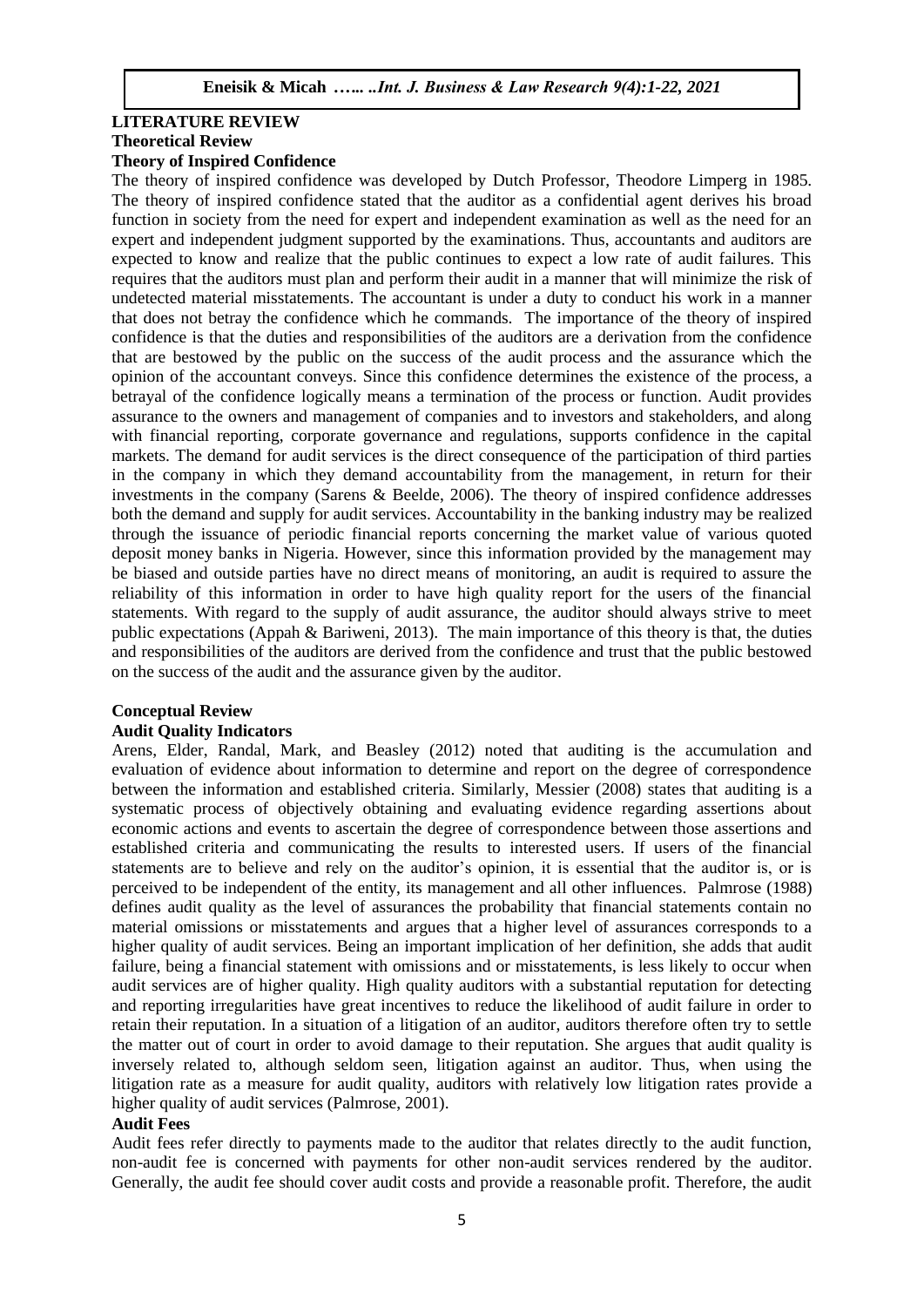## LITERATURE REVIEW

### Theoretical Review

#### Theory of Inspired Confidence

The theory of inspired confidence was developed by Dutch Professor, Theodore Limperg in 1985. The theory of inspired confidence stated that the auditor as a confidential agent derives his broad function in society from the need for expert and independent examination as well as the need for an expert and independent judgment supported by the examinations. Thus, accountants and auditors are expected to know and realize that the public continues to expect a low rate of audit failures. This requires that the auditors must plan and perform their audit in a manner that will minimize the risk of undetected material misstatements. The accountant is under a duty to conduct his work in a manner that does not betray the confidence which he commands. The importance of the theory of inspired confidence is that the duties and responsibilities of the auditors are a derivation from the confidence that are bestowed by the public on the success of the audit process and the assurance which the opinion of the accountant conveys. Since this confidence determines the existence of the process, a betrayal of the confidence logically means a termination of the process or function. Audit provides assurance to the owners and management of companies and to investors and stakeholders, and along with financial reporting, corporate governance and regulations, supports confidence in the capital markets. The demand for audit services is the direct consequence of the participation of third parties in the company in which they demand accountability from the management, in return for their investments in the company (Sarens & Beelde, 2006). The theory of inspired confidence addresses both the demand and supply for audit services. Accountability in the banking industry may be realized through the issuance of periodic financial reports concerning the market value of various quoted deposit money banks in Nigeria. However, since this information provided by the management may be biased and outside parties have no direct means of monitoring, an audit is required to assure the reliability of this information in order to have high quality report for the users of the financial statements. With regard to the supply of audit assurance, the auditor should always strive to meet public expectations (Appah & Bariweni, 2013). The main importance of this theory is that, the duties and responsibilities of the auditors are derived from the confidence and trust that the public bestowed on the success of the audit and the assurance given by the auditor.

### Conceptual Review

#### Audit Quality Indicators

Arens, Elder, Randal, Mark, and Beasley (2012) noted that auditing is the accumulation and evaluation of evidence about information to determine and report on the degree of correspondence between the information and established criteria. Similarly, Messier (2008) states that auditing is a systematic process of objectively obtaining and evaluating evidence regarding assertions about economic actions and events to ascertain the degree of correspondence between those assertions and established criteria and communicating the results to interested users. If users of the financial statements are to believe and rely on the auditor's opinion, it is essential that the auditor is, or is perceived to be independent of the entity, its management and all other influences. Palmrose (1988) defines audit quality as the level of assurances the probability that financial statements contain no material omissions or misstatements and argues that a higher level of assurances corresponds to a higher quality of audit services. Being an important implication of her definition, she adds that audit failure, being a financial statement with omissions and or misstatements, is less likely to occur when audit services are of higher quality. High quality auditors with a substantial reputation for detecting and reporting irregularities have great incentives to reduce the likelihood of audit failure in order to retain their reputation. In a situation of a litigation of an auditor, auditors therefore often try to settle the matter out of court in order to avoid damage to their reputation. She argues that audit quality is inversely related to, although seldom seen, litigation against an auditor. Thus, when using the litigation rate as a measure for audit quality, auditors with relatively low litigation rates provide a higher quality of audit services (Palmrose, 2001).

#### Audit Fees

Audit fees refer directly to payments made to the auditor that relates directly to the audit function, non-audit fee is concerned with payments for other non-audit services rendered by the auditor. Generally, the audit fee should cover audit costs and provide a reasonable profit. Therefore, the audit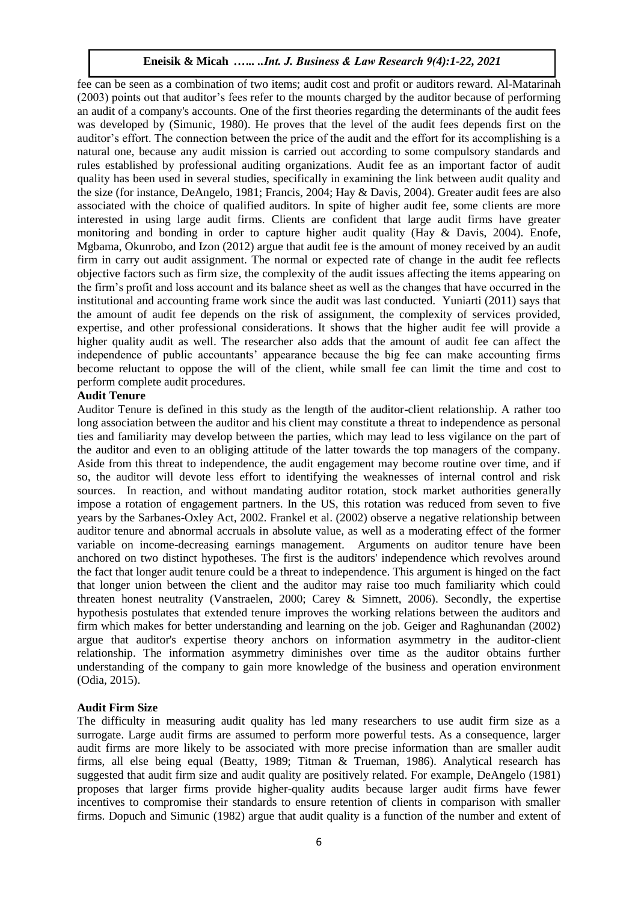fee can be seen as a combination of two items; audit cost and profit or auditors reward. Al-Matarinah (2003) points out that auditor's fees refer to the mounts charged by the auditor because of performing an audit of a company's accounts. One of the first theories regarding the determinants of the audit fees was developed by (Simunic, 1980). He proves that the level of the audit fees depends first on the auditor's effort. The connection between the price of the audit and the effort for its accomplishing is a natural one, because any audit mission is carried out according to some compulsory standards and rules established by professional auditing organizations. Audit fee as an important factor of audit quality has been used in several studies, specifically in examining the link between audit quality and the size (for instance, DeAngelo, 1981; Francis, 2004; Hay & Davis, 2004). Greater audit fees are also associated with the choice of qualified auditors. In spite of higher audit fee, some clients are more interested in using large audit firms. Clients are confident that large audit firms have greater monitoring and bonding in order to capture higher audit quality (Hay & Davis, 2004). Enofe, Mgbama, Okunrobo, and Izon (2012) argue that audit fee is the amount of money received by an audit firm in carry out audit assignment. The normal or expected rate of change in the audit fee reflects objective factors such as firm size, the complexity of the audit issues affecting the items appearing on the firm's profit and loss account and its balance sheet as well as the changes that have occurred in the institutional and accounting frame work since the audit was last conducted. Yuniarti (2011) says that the amount of audit fee depends on the risk of assignment, the complexity of services provided, expertise, and other professional considerations. It shows that the higher audit fee will provide a higher quality audit as well. The researcher also adds that the amount of audit fee can affect the independence of public accountants' appearance because the big fee can make accounting firms become reluctant to oppose the will of the client, while small fee can limit the time and cost to perform complete audit procedures.

**Audit Tenure**

Auditor Tenure is defined in this study as the length of the auditor-client relationship. A rather too long association between the auditor and his client may constitute a threat to independence as personal ties and familiarity may develop between the parties, which may lead to less vigilance on the part of the auditor and even to an obliging attitude of the latter towards the top managers of the company. Aside from this threat to independence, the audit engagement may become routine over time, and if so, the auditor will devote less effort to identifying the weaknesses of internal control and risk sources. In reaction, and without mandating auditor rotation, stock market authorities generally impose a rotation of engagement partners. In the US, this rotation was reduced from seven to five years by the Sarbanes-Oxley Act, 2002. Frankel et al. (2002) observe a negative relationship between auditor tenure and abnormal accruals in absolute value, as well as a moderating effect of the former variable on income-decreasing earnings management. Arguments on auditor tenure have been anchored on two distinct hypotheses. The first is the auditors' independence which revolves around the fact that longer audit tenure could be a threat to independence. This argument is hinged on the fact that longer union between the client and the auditor may raise too much familiarity which could threaten honest neutrality (Vanstraelen, 2000; Carey & Simnett, 2006). Secondly, the expertise hypothesis postulates that extended tenure improves the working relations between the auditors and firm which makes for better understanding and learning on the job. Geiger and Raghunandan (2002) argue that auditor's expertise theory anchors on information asymmetry in the auditor-client relationship. The information asymmetry diminishes over time as the auditor obtains further understanding of the company to gain more knowledge of the business and operation environment (Odia, 2015).

**Audit Firm Size**

The difficulty in measuring audit quality has led many researchers to use audit firm size as a surrogate. Large audit firms are assumed to perform more powerful tests. As a consequence, larger audit firms are more likely to be associated with more precise information than are smaller audit firms, all else being equal (Beatty, 1989; Titman & Trueman, 1986). Analytical research has suggested that audit firm size and audit quality are positively related. For example, DeAngelo (1981) proposes that larger firms provide higher-quality audits because larger audit firms have fewer incentives to compromise their standards to ensure retention of clients in comparison with smaller firms. Dopuch and Simunic (1982) argue that audit quality is a function of the number and extent of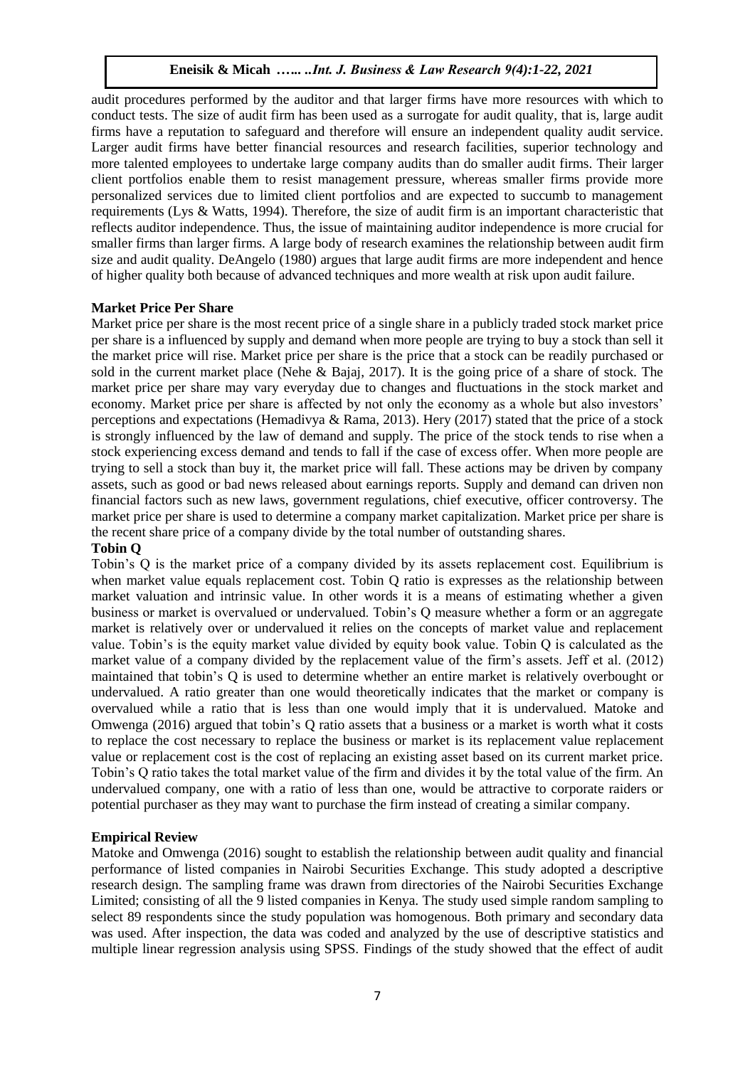audit procedures performed by the auditor and that larger firms have more resources with which to conduct tests. The size of audit firm has been used as a surrogate for audit quality, that is, large audit firms have a reputation to safeguard and therefore will ensure an independent quality audit service. Larger audit firms have better financial resources and research facilities, superior technology and more talented employees to undertake large company audits than do smaller audit firms. Their larger client portfolios enable them to resist management pressure, whereas smaller firms provide more personalized services due to limited client portfolios and are expected to succumb to management requirements (Lys & Watts, 1994). Therefore, the size of audit firm is an important characteristic that reflects auditor independence. Thus, the issue of maintaining auditor independence is more crucial for smaller firms than larger firms. A large body of research examines the relationship between audit firm size and audit quality. DeAngelo (1980) argues that large audit firms are more independent and hence of higher quality both because of advanced techniques and more wealth at risk upon audit failure.

**Market Price Per Share**

Market price per share is the most recent price of a single share in a publicly traded stock market price per share is a influenced by supply and demand when more people are trying to buy a stock than sell it the market price will rise. Market price per share is the price that a stock can be readily purchased or sold in the current market place (Nehe & Bajaj, 2017). It is the going price of a share of stock. The market price per share may vary everyday due to changes and fluctuations in the stock market and economy. Market price per share is affected by not only the economy as a whole but also investors' perceptions and expectations (Hemadivya & Rama, 2013). Hery (2017) stated that the price of a stock is strongly influenced by the law of demand and supply. The price of the stock tends to rise when a stock experiencing excess demand and tends to fall if the case of excess offer. When more people are trying to sell a stock than buy it, the market price will fall. These actions may be driven by company assets, such as good or bad news released about earnings reports. Supply and demand can driven non financial factors such as new laws, government regulations, chief executive, officer controversy. The market price per share is used to determine a company market capitalization. Market price per share is the recent share price of a company divide by the total number of outstanding shares.

**Tobin Q**

Tobin's Q is the market price of a company divided by its assets replacement cost. Equilibrium is when market value equals replacement cost. Tobin Q ratio is expresses as the relationship between market valuation and intrinsic value. In other words it is a means of estimating whether a given business or market is overvalued or undervalued. Tobin's Q measure whether a form or an aggregate market is relatively over or undervalued it relies on the concepts of market value and replacement value. Tobin's is the equity market value divided by equity book value. Tobin Q is calculated as the market value of a company divided by the replacement value of the firm's assets. Jeff et al. (2012) maintained that tobin's Q is used to determine whether an entire market is relatively overbought or undervalued. A ratio greater than one would theoretically indicates that the market or company is overvalued while a ratio that is less than one would imply that it is undervalued. Matoke and Omwenga (2016) argued that tobin's Q ratio assets that a business or a market is worth what it costs to replace the cost necessary to replace the business or market is its replacement value replacement value or replacement cost is the cost of replacing an existing asset based on its current market price. Tobin's Q ratio takes the total market value of the firm and divides it by the total value of the firm. An undervalued company, one with a ratio of less than one, would be attractive to corporate raiders or potential purchaser as they may want to purchase the firm instead of creating a similar company.

**Empirical Review**

Matoke and Omwenga (2016) sought to establish the relationship between audit quality and financial performance of listed companies in Nairobi Securities Exchange. This study adopted a descriptive research design. The sampling frame was drawn from directories of the Nairobi Securities Exchange Limited; consisting of all the 9 listed companies in Kenya. The study used simple random sampling to select 89 respondents since the study population was homogenous. Both primary and secondary data was used. After inspection, the data was coded and analyzed by the use of descriptive statistics and multiple linear regression analysis using SPSS. Findings of the study showed that the effect of audit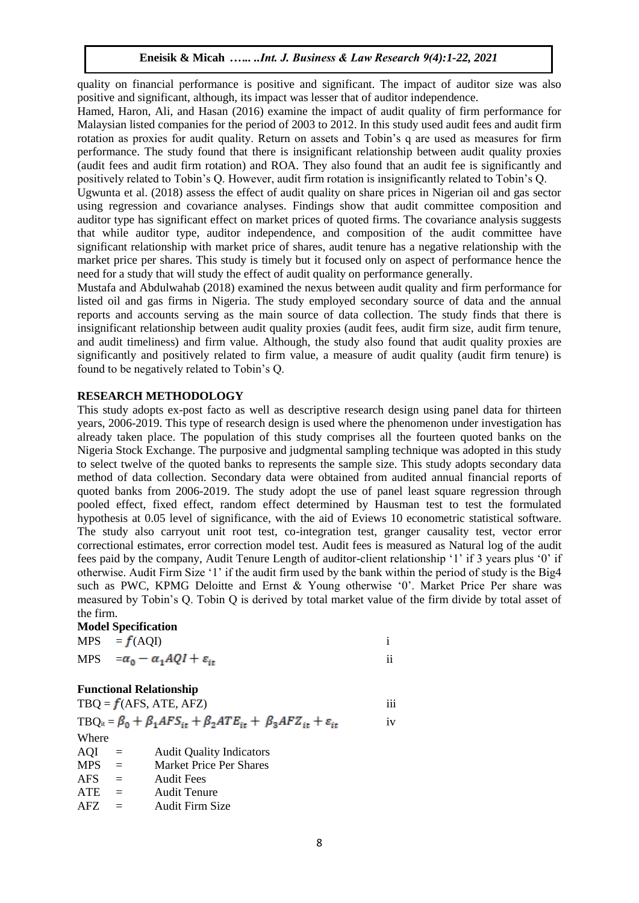quality on financial performance is positive and significant. The impact of auditor size was also positive and significant, although, its impact was lesser that of auditor independence.

Hamed, Haron, Ali, and Hasan (2016) examine the impact of audit quality of firm performance for Malaysian listed companies for the period of 2003 to 2012. In this study used audit fees and audit firm rotation as proxies for audit quality. Return on assets and Tobin's q are used as measures for firm performance. The study found that there is insignificant relationship between audit quality proxies (audit fees and audit firm rotation) and ROA. They also found that an audit fee is significantly and positively related to Tobin's Q. However, audit firm rotation is insignificantly related to Tobin's Q.

Ugwunta et al. (2018) assess the effect of audit quality on share prices in Nigerian oil and gas sector using regression and covariance analyses. Findings show that audit committee composition and auditor type has significant effect on market prices of quoted firms. The covariance analysis suggests that while auditor type, auditor independence, and composition of the audit committee have significant relationship with market price of shares, audit tenure has a negative relationship with the market price per shares. This study is timely but it focused only on aspect of performance hence the need for a study that will study the effect of audit quality on performance generally.

Mustafa and Abdulwahab (2018) examined the nexus between audit quality and firm performance for listed oil and gas firms in Nigeria. The study employed secondary source of data and the annual reports and accounts serving as the main source of data collection. The study finds that there is insignificant relationship between audit quality proxies (audit fees, audit firm size, audit firm tenure, and audit timeliness) and firm value. Although, the study also found that audit quality proxies are significantly and positively related to firm value, a measure of audit quality (audit firm tenure) is found to be negatively related to Tobin's Q.

## RESEARCH METHODOLOGY

This study adopts ex-post facto as well as descriptive research design using panel data for thirteen years, 2006-2019. This type of research design is used where the phenomenon under investigation has already taken place. The population of this study comprises all the fourteen quoted banks on the Nigeria Stock Exchange. The purposive and judgmental sampling technique was adopted in this study to select twelve of the quoted banks to represents the sample size. This study adopts secondary data method of data collection. Secondary data were obtained from audited annual financial reports of quoted banks from 2006-2019. The study adopt the use of panel least square regression through pooled effect, fixed effect, random effect determined by Hausman test to test the formulated hypothesis at 0.05 level of significance, with the aid of Eviews 10 econometric statistical software. The study also carryout unit root test, co-integration test, granger causality test, vector error correctional estimates, error correction model test. Audit fees is measured as Natural log of the audit fees paid by the company, Audit Tenure Length of auditor-client relationship '1' if 3 years plus '0' if otherwise. Audit Firm Size '1' if the audit firm used by the bank within the period of study is the Big4 such as PWC, KPMG Deloitte and Ernst & Young otherwise '0'. Market Price Per share was measured by Tobin's Q. Tobin Q is derived by total market value of the firm divide by total asset of the firm.

**Model Specification**

$$MPS = f(AQI) \qquad \text{i}$$

$$MPS = \alpha_0 - \alpha_1 AQI + \varepsilon_{it} \qquad \text{ii}$$

**Functional Relationship**

$$TBQ = f(AFS, ATE, AFZ) \qquad \text{iii}$$

$$TBQ_{it} = \beta_0 + \beta_1 AFS_{it} + \beta_2 ATE_{it} + \beta_3 AFZ_{it} + \varepsilon_{it} \qquad \text{iv}$$

Where

AQI = Audit Quality Indicators
MPS = Market Price Per Shares
AFS = Audit Fees
ATE = Audit Tenure
AFZ = Audit Firm Size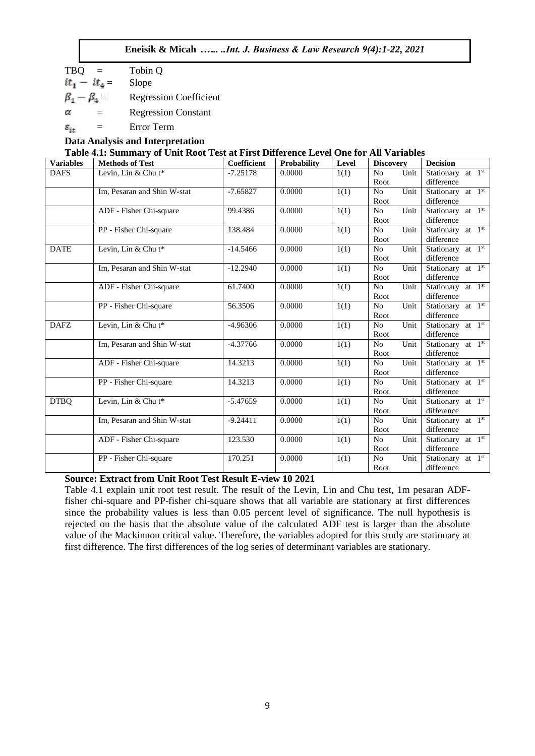TBQ = Tobin Q

$it_1 - it_4$ = Slope

$\beta_1 - \beta_4$ = Regression Coefficient

$\alpha$ = Regression Constant

$\varepsilon_{it}$ = Error Term

**Data Analysis and Interpretation**

**Table 4.1: Summary of Unit Root Test at First Difference Level One for All Variables**

| Variables | Methods of Test | Coefficient | Probability | Level | Discovery | Decision |
|---|---|---|---|---|---|---|
| DAFS | Levin, Lin & Chu t* | -7.25178 | 0.0000 | 1(1) | No Unit Root | Stationary at 1st difference |
| | Im, Pesaran and Shin W-stat | -7.65827 | 0.0000 | 1(1) | No Unit Root | Stationary at 1st difference |
| | ADF - Fisher Chi-square | 99.4386 | 0.0000 | 1(1) | No Unit Root | Stationary at 1st difference |
| | PP - Fisher Chi-square | 138.484 | 0.0000 | 1(1) | No Unit Root | Stationary at 1st difference |
| DATE | Levin, Lin & Chu t* | -14.5466 | 0.0000 | 1(1) | No Unit Root | Stationary at 1st difference |
| | Im, Pesaran and Shin W-stat | -12.2940 | 0.0000 | 1(1) | No Unit Root | Stationary at 1st difference |
| | ADF - Fisher Chi-square | 61.7400 | 0.0000 | 1(1) | No Unit Root | Stationary at 1st difference |
| | PP - Fisher Chi-square | 56.3506 | 0.0000 | 1(1) | No Unit Root | Stationary at 1st difference |
| DAFZ | Levin, Lin & Chu t* | -4.96306 | 0.0000 | 1(1) | No Unit Root | Stationary at 1st difference |
| | Im, Pesaran and Shin W-stat | -4.37766 | 0.0000 | 1(1) | No Unit Root | Stationary at 1st difference |
| | ADF - Fisher Chi-square | 14.3213 | 0.0000 | 1(1) | No Unit Root | Stationary at 1st difference |
| | PP - Fisher Chi-square | 14.3213 | 0.0000 | 1(1) | No Unit Root | Stationary at 1st difference |
| DTBQ | Levin, Lin & Chu t* | -5.47659 | 0.0000 | 1(1) | No Unit Root | Stationary at 1st difference |
| | Im, Pesaran and Shin W-stat | -9.24411 | 0.0000 | 1(1) | No Unit Root | Stationary at 1st difference |
| | ADF - Fisher Chi-square | 123.530 | 0.0000 | 1(1) | No Unit Root | Stationary at 1st difference |
| | PP - Fisher Chi-square | 170.251 | 0.0000 | 1(1) | No Unit Root | Stationary at 1st difference |

**Source: Extract from Unit Root Test Result E-view 10 2021**

Table 4.1 explain unit root test result. The result of the Levin, Lin and Chu test, 1m pesaran ADF-fisher chi-square and PP-fisher chi-square shows that all variable are stationary at first differences since the probability values is less than 0.05 percent level of significance. The null hypothesis is rejected on the basis that the absolute value of the calculated ADF test is larger than the absolute value of the Mackinnon critical value. Therefore, the variables adopted for this study are stationary at first difference. The first differences of the log series of determinant variables are stationary.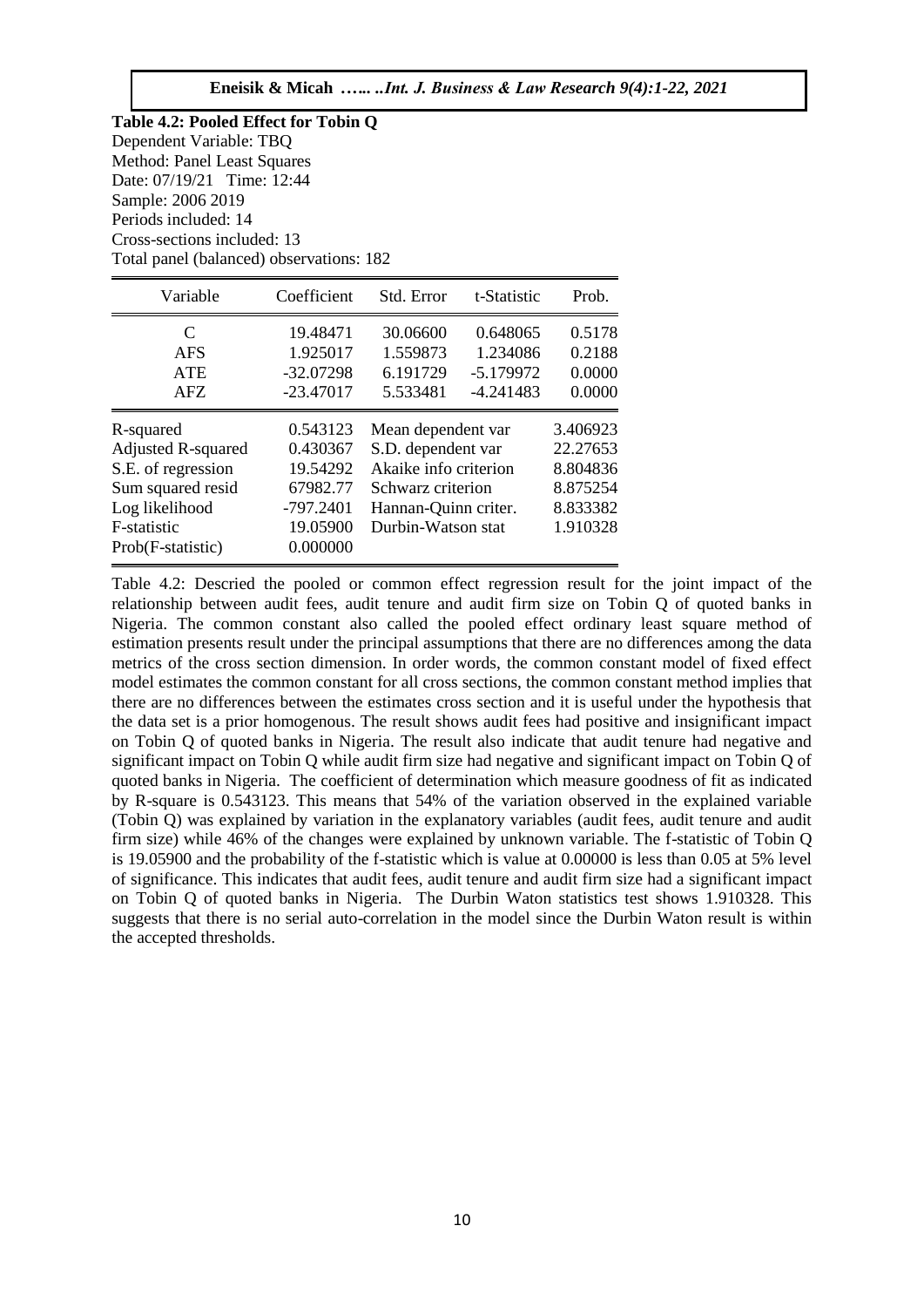**Table 4.2: Pooled Effect for Tobin Q**

Dependent Variable: TBQ
Method: Panel Least Squares
Date: 07/19/21 Time: 12:44
Sample: 2006 2019
Periods included: 14
Cross-sections included: 13
Total panel (balanced) observations: 182

| Variable | Coefficient | Std. Error | t-Statistic | Prob. |
|---|---|---|---|---|
| C | 19.48471 | 30.06600 | 0.648065 | 0.5178 |
| AFS | 1.925017 | 1.559873 | 1.234086 | 0.2188 |
| ATE | -32.07298 | 6.191729 | -5.179972 | 0.0000 |
| AFZ | -23.47017 | 5.533481 | -4.241483 | 0.0000 |

| | | | |
|---|---|---|---|
| R-squared | 0.543123 | Mean dependent var | 3.406923 |
| Adjusted R-squared | 0.430367 | S.D. dependent var | 22.27653 |
| S.E. of regression | 19.54292 | Akaike info criterion | 8.804836 |
| Sum squared resid | 67982.77 | Schwarz criterion | 8.875254 |
| Log likelihood | -797.2401 | Hannan-Quinn criter. | 8.833382 |
| F-statistic | 19.05900 | Durbin-Watson stat | 1.910328 |
| Prob(F-statistic) | 0.000000 | | |

Table 4.2: Descried the pooled or common effect regression result for the joint impact of the relationship between audit fees, audit tenure and audit firm size on Tobin Q of quoted banks in Nigeria. The common constant also called the pooled effect ordinary least square method of estimation presents result under the principal assumptions that there are no differences among the data metrics of the cross section dimension. In order words, the common constant model of fixed effect model estimates the common constant for all cross sections, the common constant method implies that there are no differences between the estimates cross section and it is useful under the hypothesis that the data set is a prior homogenous. The result shows audit fees had positive and insignificant impact on Tobin Q of quoted banks in Nigeria. The result also indicate that audit tenure had negative and significant impact on Tobin Q while audit firm size had negative and significant impact on Tobin Q of quoted banks in Nigeria. The coefficient of determination which measure goodness of fit as indicated by R-square is 0.543123. This means that 54% of the variation observed in the explained variable (Tobin Q) was explained by variation in the explanatory variables (audit fees, audit tenure and audit firm size) while 46% of the changes were explained by unknown variable. The f-statistic of Tobin Q is 19.05900 and the probability of the f-statistic which is value at 0.00000 is less than 0.05 at 5% level of significance. This indicates that audit fees, audit tenure and audit firm size had a significant impact on Tobin Q of quoted banks in Nigeria. The Durbin Waton statistics test shows 1.910328. This suggests that there is no serial auto-correlation in the model since the Durbin Waton result is within the accepted thresholds.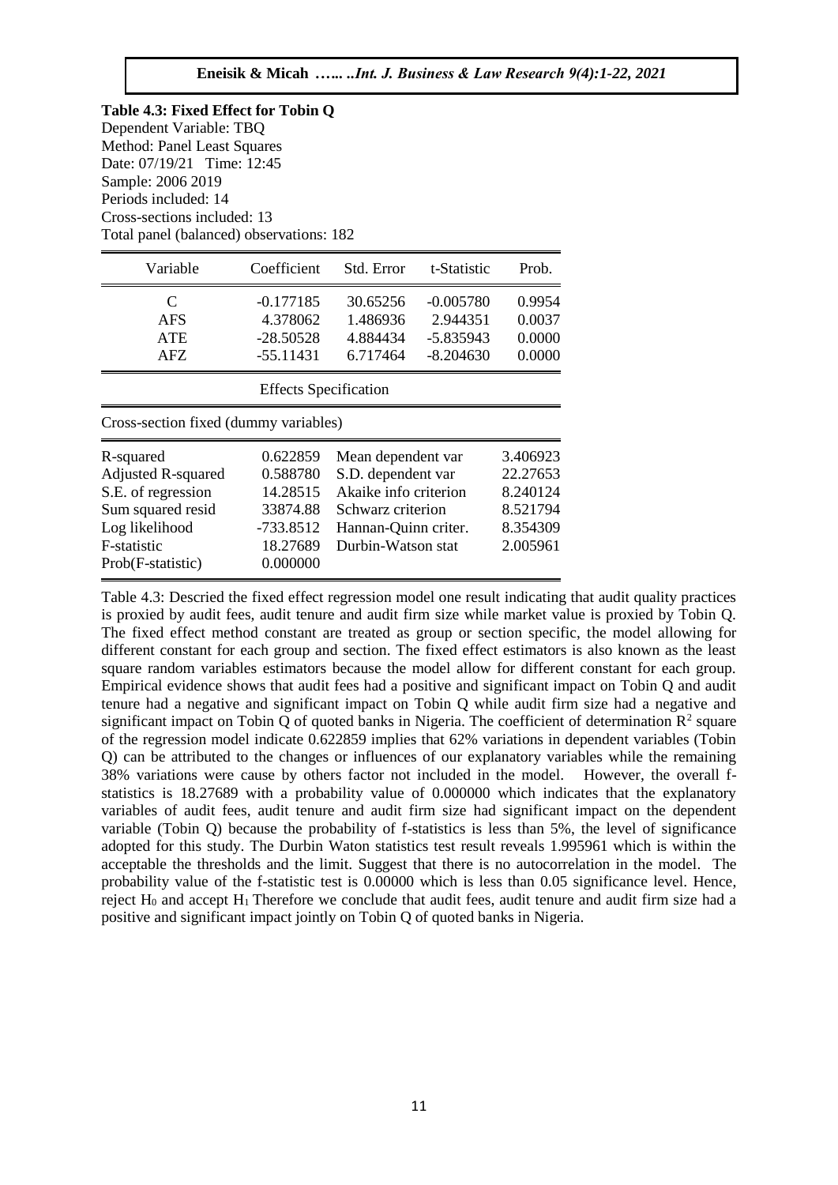**Table 4.3: Fixed Effect for Tobin Q**

Dependent Variable: TBQ
Method: Panel Least Squares
Date: 07/19/21 Time: 12:45
Sample: 2006 2019
Periods included: 14
Cross-sections included: 13
Total panel (balanced) observations: 182

| Variable | Coefficient | Std. Error | t-Statistic | Prob. |
|---|---|---|---|---|
| C | -0.177185 | 30.65256 | -0.005780 | 0.9954 |
| AFS | 4.378062 | 1.486936 | 2.944351 | 0.0037 |
| ATE | -28.50528 | 4.884434 | -5.835943 | 0.0000 |
| AFZ | -55.11431 | 6.717464 | -8.204630 | 0.0000 |

Effects Specification

Cross-section fixed (dummy variables)

| | | | |
|---|---|---|---|
| R-squared | 0.622859 | Mean dependent var | 3.406923 |
| Adjusted R-squared | 0.588780 | S.D. dependent var | 22.27653 |
| S.E. of regression | 14.28515 | Akaike info criterion | 8.240124 |
| Sum squared resid | 33874.88 | Schwarz criterion | 8.521794 |
| Log likelihood | -733.8512 | Hannan-Quinn criter. | 8.354309 |
| F-statistic | 18.27689 | Durbin-Watson stat | 2.005961 |
| Prob(F-statistic) | 0.000000 | | |

Table 4.3: Descried the fixed effect regression model one result indicating that audit quality practices is proxied by audit fees, audit tenure and audit firm size while market value is proxied by Tobin Q. The fixed effect method constant are treated as group or section specific, the model allowing for different constant for each group and section. The fixed effect estimators is also known as the least square random variables estimators because the model allow for different constant for each group. Empirical evidence shows that audit fees had a positive and significant impact on Tobin Q and audit tenure had a negative and significant impact on Tobin Q while audit firm size had a negative and significant impact on Tobin Q of quoted banks in Nigeria. The coefficient of determination $R^2$ square of the regression model indicate 0.622859 implies that 62% variations in dependent variables (Tobin Q) can be attributed to the changes or influences of our explanatory variables while the remaining 38% variations were cause by others factor not included in the model. However, the overall f-statistics is 18.27689 with a probability value of 0.000000 which indicates that the explanatory variables of audit fees, audit tenure and audit firm size had significant impact on the dependent variable (Tobin Q) because the probability of f-statistics is less than 5%, the level of significance adopted for this study. The Durbin Waton statistics test result reveals 1.995961 which is within the acceptable the thresholds and the limit. Suggest that there is no autocorrelation in the model. The probability value of the f-statistic test is 0.00000 which is less than 0.05 significance level. Hence, reject $H_0$ and accept $H_1$ Therefore we conclude that audit fees, audit tenure and audit firm size had a positive and significant impact jointly on Tobin Q of quoted banks in Nigeria.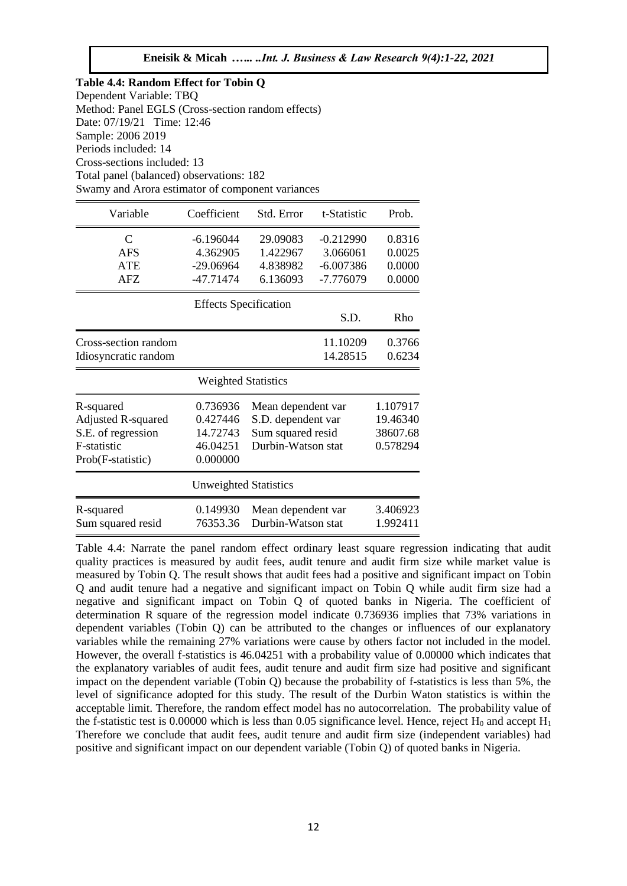**Table 4.4: Random Effect for Tobin Q**

Dependent Variable: TBQ
Method: Panel EGLS (Cross-section random effects)
Date: 07/19/21 Time: 12:46
Sample: 2006 2019
Periods included: 14
Cross-sections included: 13
Total panel (balanced) observations: 182
Swamy and Arora estimator of component variances

| Variable | Coefficient | Std. Error | t-Statistic | Prob. |
|---|---|---|---|---|
| C | -6.196044 | 29.09083 | -0.212990 | 0.8316 |
| AFS | 4.362905 | 1.422967 | 3.066061 | 0.0025 |
| ATE | -29.06964 | 4.838982 | -6.007386 | 0.0000 |
| AFZ | -47.71474 | 6.136093 | -7.776079 | 0.0000 |

| Effects Specification | | |
|---|---|---|
| | S.D. | Rho |
| Cross-section random | 11.10209 | 0.3766 |
| Idiosyncratic random | 14.28515 | 0.6234 |

| Weighted Statistics | | | |
|---|---|---|---|
| R-squared | 0.736936 | Mean dependent var | 1.107917 |
| Adjusted R-squared | 0.427446 | S.D. dependent var | 19.46340 |
| S.E. of regression | 14.72743 | Sum squared resid | 38607.68 |
| F-statistic | 46.04251 | Durbin-Watson stat | 0.578294 |
| Prob(F-statistic) | 0.000000 | | |

| Unweighted Statistics | | | |
|---|---|---|---|
| R-squared | 0.149930 | Mean dependent var | 3.406923 |
| Sum squared resid | 76353.36 | Durbin-Watson stat | 1.992411 |

Table 4.4: Narrate the panel random effect ordinary least square regression indicating that audit quality practices is measured by audit fees, audit tenure and audit firm size while market value is measured by Tobin Q. The result shows that audit fees had a positive and significant impact on Tobin Q and audit tenure had a negative and significant impact on Tobin Q while audit firm size had a negative and significant impact on Tobin Q of quoted banks in Nigeria. The coefficient of determination R square of the regression model indicate 0.736936 implies that 73% variations in dependent variables (Tobin Q) can be attributed to the changes or influences of our explanatory variables while the remaining 27% variations were cause by others factor not included in the model. However, the overall f-statistics is 46.04251 with a probability value of 0.00000 which indicates that the explanatory variables of audit fees, audit tenure and audit firm size had positive and significant impact on the dependent variable (Tobin Q) because the probability of f-statistics is less than 5%, the level of significance adopted for this study. The result of the Durbin Waton statistics is within the acceptable limit. Therefore, the random effect model has no autocorrelation. The probability value of the f-statistic test is 0.00000 which is less than 0.05 significance level. Hence, reject $H_0$ and accept $H_1$ Therefore we conclude that audit fees, audit tenure and audit firm size (independent variables) had positive and significant impact on our dependent variable (Tobin Q) of quoted banks in Nigeria.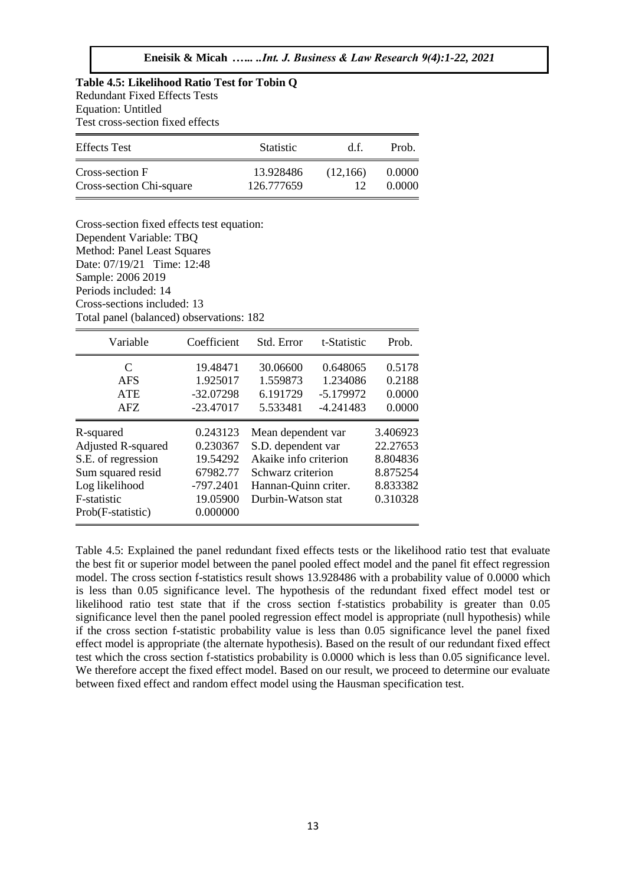**Table 4.5: Likelihood Ratio Test for Tobin Q**

Redundant Fixed Effects Tests
Equation: Untitled
Test cross-section fixed effects

| Effects Test | Statistic | d.f. | Prob. |
|---|---|---|---|
| Cross-section F | 13.928486 | (12,166) | 0.0000 |
| Cross-section Chi-square | 126.777659 | 12 | 0.0000 |

Cross-section fixed effects test equation:
Dependent Variable: TBQ
Method: Panel Least Squares
Date: 07/19/21 Time: 12:48
Sample: 2006 2019
Periods included: 14
Cross-sections included: 13
Total panel (balanced) observations: 182

| Variable | Coefficient | Std. Error | t-Statistic | Prob. |
|---|---|---|---|---|
| C | 19.48471 | 30.06600 | 0.648065 | 0.5178 |
| AFS | 1.925017 | 1.559873 | 1.234086 | 0.2188 |
| ATE | -32.07298 | 6.191729 | -5.179972 | 0.0000 |
| AFZ | -23.47017 | 5.533481 | -4.241483 | 0.0000 |

| | | | |
|---|---|---|---|
| R-squared | 0.243123 | Mean dependent var | 3.406923 |
| Adjusted R-squared | 0.230367 | S.D. dependent var | 22.27653 |
| S.E. of regression | 19.54292 | Akaike info criterion | 8.804836 |
| Sum squared resid | 67982.77 | Schwarz criterion | 8.875254 |
| Log likelihood | -797.2401 | Hannan-Quinn criter. | 8.833382 |
| F-statistic | 19.05900 | Durbin-Watson stat | 0.310328 |
| Prob(F-statistic) | 0.000000 | | |

Table 4.5: Explained the panel redundant fixed effects tests or the likelihood ratio test that evaluate the best fit or superior model between the panel pooled effect model and the panel fit effect regression model. The cross section f-statistics result shows 13.928486 with a probability value of 0.0000 which is less than 0.05 significance level. The hypothesis of the redundant fixed effect model test or likelihood ratio test state that if the cross section f-statistics probability is greater than 0.05 significance level then the panel pooled regression effect model is appropriate (null hypothesis) while if the cross section f-statistic probability value is less than 0.05 significance level the panel fixed effect model is appropriate (the alternate hypothesis). Based on the result of our redundant fixed effect test which the cross section f-statistics probability is 0.0000 which is less than 0.05 significance level. We therefore accept the fixed effect model. Based on our result, we proceed to determine our evaluate between fixed effect and random effect model using the Hausman specification test.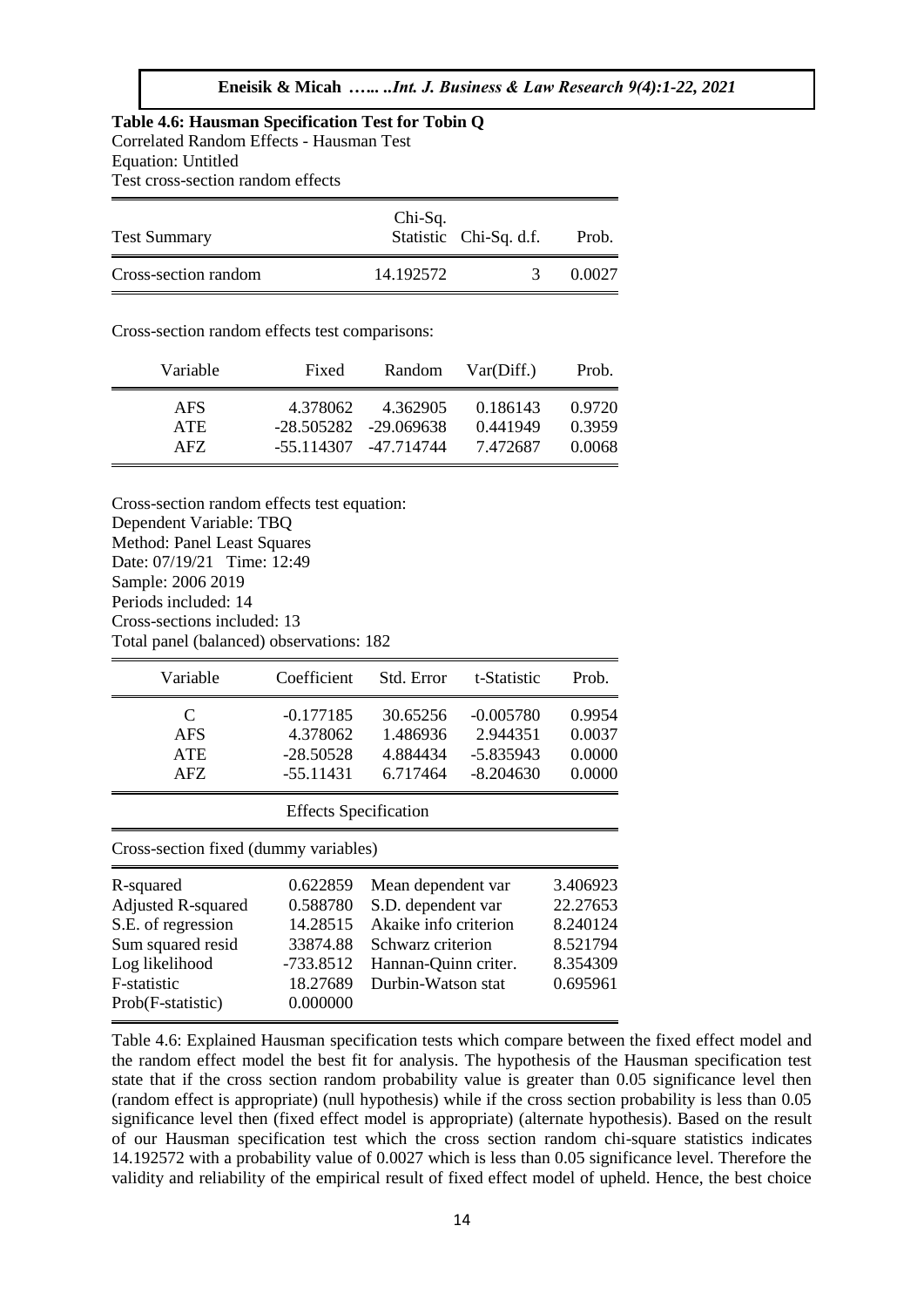**Table 4.6: Hausman Specification Test for Tobin Q**

Correlated Random Effects - Hausman Test
Equation: Untitled
Test cross-section random effects

| Test Summary | Chi-Sq. Statistic | Chi-Sq. d.f. | Prob. |
|---|---|---|---|
| Cross-section random | 14.192572 | 3 | 0.0027 |

Cross-section random effects test comparisons:

| Variable | Fixed | Random | Var(Diff.) | Prob. |
|---|---|---|---|---|
| AFS | 4.378062 | 4.362905 | 0.186143 | 0.9720 |
| ATE | -28.505282 | -29.069638 | 0.441949 | 0.3959 |
| AFZ | -55.114307 | -47.714744 | 7.472687 | 0.0068 |

Cross-section random effects test equation:
Dependent Variable: TBQ
Method: Panel Least Squares
Date: 07/19/21 Time: 12:49
Sample: 2006 2019
Periods included: 14
Cross-sections included: 13
Total panel (balanced) observations: 182

| Variable | Coefficient | Std. Error | t-Statistic | Prob. |
|---|---|---|---|---|
| C | -0.177185 | 30.65256 | -0.005780 | 0.9954 |
| AFS | 4.378062 | 1.486936 | 2.944351 | 0.0037 |
| ATE | -28.50528 | 4.884434 | -5.835943 | 0.0000 |
| AFZ | -55.11431 | 6.717464 | -8.204630 | 0.0000 |

Effects Specification

Cross-section fixed (dummy variables)

| | | | |
|---|---|---|---|
| R-squared | 0.622859 | Mean dependent var | 3.406923 |
| Adjusted R-squared | 0.588780 | S.D. dependent var | 22.27653 |
| S.E. of regression | 14.28515 | Akaike info criterion | 8.240124 |
| Sum squared resid | 33874.88 | Schwarz criterion | 8.521794 |
| Log likelihood | -733.8512 | Hannan-Quinn criter. | 8.354309 |
| F-statistic | 18.27689 | Durbin-Watson stat | 0.695961 |
| Prob(F-statistic) | 0.000000 | | |

Table 4.6: Explained Hausman specification tests which compare between the fixed effect model and the random effect model the best fit for analysis. The hypothesis of the Hausman specification test state that if the cross section random probability value is greater than 0.05 significance level then (random effect is appropriate) (null hypothesis) while if the cross section probability is less than 0.05 significance level then (fixed effect model is appropriate) (alternate hypothesis). Based on the result of our Hausman specification test which the cross section random chi-square statistics indicates 14.192572 with a probability value of 0.0027 which is less than 0.05 significance level. Therefore the validity and reliability of the empirical result of fixed effect model of upheld. Hence, the best choice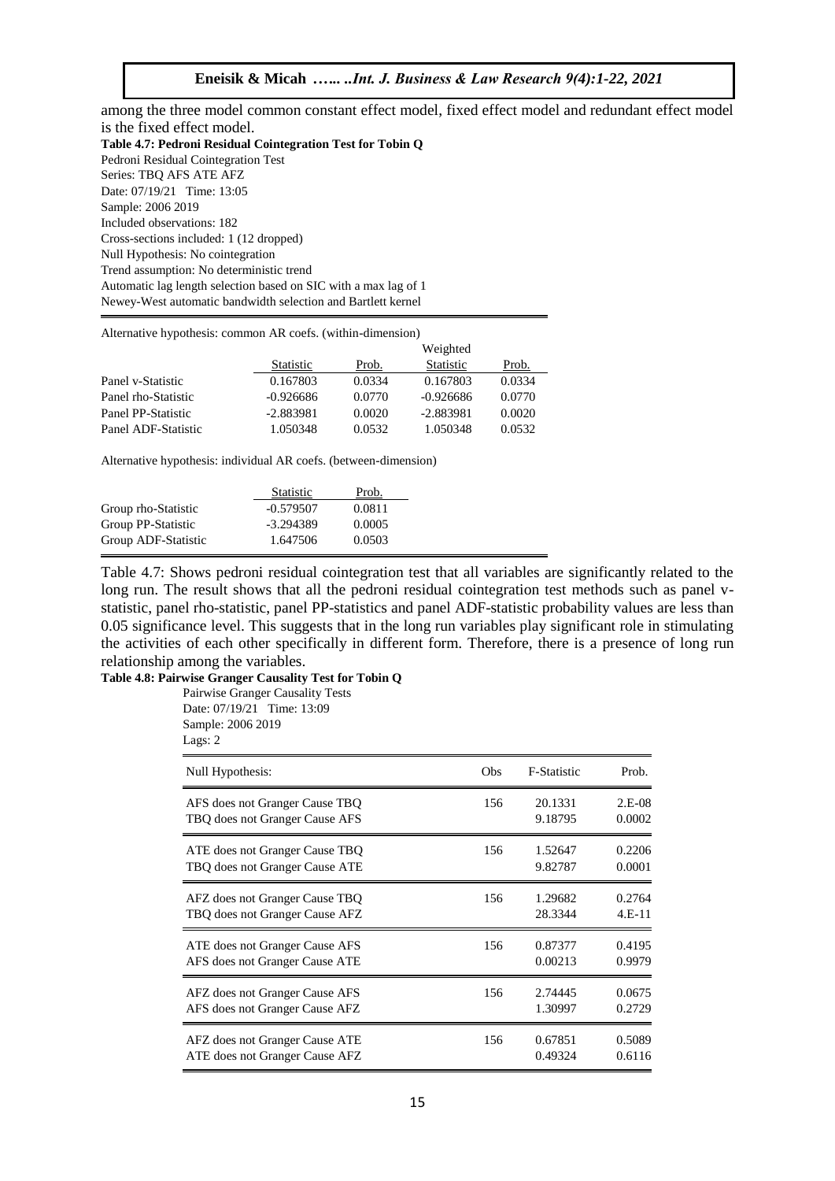among the three model common constant effect model, fixed effect model and redundant effect model is the fixed effect model.

**Table 4.7: Pedroni Residual Cointegration Test for Tobin Q**

Pedroni Residual Cointegration Test
Series: TBQ AFS ATE AFZ
Date: 07/19/21 Time: 13:05
Sample: 2006 2019
Included observations: 182
Cross-sections included: 1 (12 dropped)
Null Hypothesis: No cointegration
Trend assumption: No deterministic trend
Automatic lag length selection based on SIC with a max lag of 1
Newey-West automatic bandwidth selection and Bartlett kernel

Alternative hypothesis: common AR coefs. (within-dimension)

| | Statistic | Prob. | Weighted Statistic | Prob. |
|---|---|---|---|---|
| Panel v-Statistic | 0.167803 | 0.0334 | 0.167803 | 0.0334 |
| Panel rho-Statistic | -0.926686 | 0.0770 | -0.926686 | 0.0770 |
| Panel PP-Statistic | -2.883981 | 0.0020 | -2.883981 | 0.0020 |
| Panel ADF-Statistic | 1.050348 | 0.0532 | 1.050348 | 0.0532 |

Alternative hypothesis: individual AR coefs. (between-dimension)

| | Statistic | Prob. |
|---|---|---|
| Group rho-Statistic | -0.579507 | 0.0811 |
| Group PP-Statistic | -3.294389 | 0.0005 |
| Group ADF-Statistic | 1.647506 | 0.0503 |

Table 4.7: Shows pedroni residual cointegration test that all variables are significantly related to the long run. The result shows that all the pedroni residual cointegration test methods such as panel v-statistic, panel rho-statistic, panel PP-statistics and panel ADF-statistic probability values are less than 0.05 significance level. This suggests that in the long run variables play significant role in stimulating the activities of each other specifically in different form. Therefore, there is a presence of long run relationship among the variables.

**Table 4.8: Pairwise Granger Causality Test for Tobin Q**

Pairwise Granger Causality Tests
Date: 07/19/21 Time: 13:09
Sample: 2006 2019
Lags: 2

| Null Hypothesis: | Obs | F-Statistic | Prob. |
|---|---|---|---|
| AFS does not Granger Cause TBQ | 156 | 20.1331 | 2.E-08 |
| TBQ does not Granger Cause AFS | | 9.18795 | 0.0002 |
| ATE does not Granger Cause TBQ | 156 | 1.52647 | 0.2206 |
| TBQ does not Granger Cause ATE | | 9.82787 | 0.0001 |
| AFZ does not Granger Cause TBQ | 156 | 1.29682 | 0.2764 |
| TBQ does not Granger Cause AFZ | | 28.3344 | 4.E-11 |
| ATE does not Granger Cause AFS | 156 | 0.87377 | 0.4195 |
| AFS does not Granger Cause ATE | | 0.00213 | 0.9979 |
| AFZ does not Granger Cause AFS | 156 | 2.74445 | 0.0675 |
| AFS does not Granger Cause AFZ | | 1.30997 | 0.2729 |
| AFZ does not Granger Cause ATE | 156 | 0.67851 | 0.5089 |
| ATE does not Granger Cause AFZ | | 0.49324 | 0.6116 |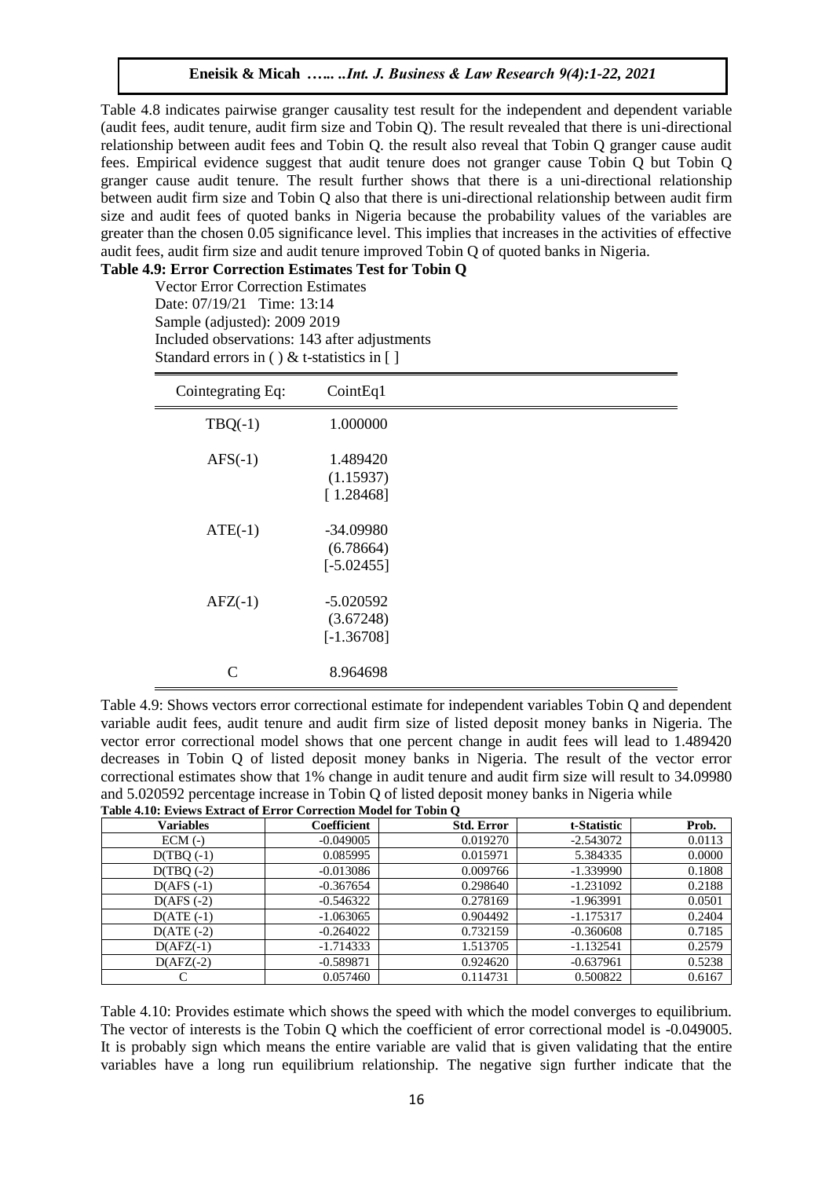Table 4.8 indicates pairwise granger causality test result for the independent and dependent variable (audit fees, audit tenure, audit firm size and Tobin Q). The result revealed that there is uni-directional relationship between audit fees and Tobin Q. the result also reveal that Tobin Q granger cause audit fees. Empirical evidence suggest that audit tenure does not granger cause Tobin Q but Tobin Q granger cause audit tenure. The result further shows that there is a uni-directional relationship between audit firm size and Tobin Q also that there is uni-directional relationship between audit firm size and audit fees of quoted banks in Nigeria because the probability values of the variables are greater than the chosen 0.05 significance level. This implies that increases in the activities of effective audit fees, audit firm size and audit tenure improved Tobin Q of quoted banks in Nigeria.

**Table 4.9: Error Correction Estimates Test for Tobin Q**

Vector Error Correction Estimates
Date: 07/19/21 Time: 13:14
Sample (adjusted): 2009 2019
Included observations: 143 after adjustments
Standard errors in ( ) & t-statistics in [ ]

| Cointegrating Eq: | CointEq1 |
|---|---|
| TBQ(-1) | 1.000000 |
| AFS(-1) | 1.489420<br>(1.15937)<br>[ 1.28468] |
| ATE(-1) | -34.09980<br>(6.78664)<br>[-5.02455] |
| AFZ(-1) | -5.020592<br>(3.67248)<br>[-1.36708] |
| C | 8.964698 |

Table 4.9: Shows vectors error correctional estimate for independent variables Tobin Q and dependent variable audit fees, audit tenure and audit firm size of listed deposit money banks in Nigeria. The vector error correctional model shows that one percent change in audit fees will lead to 1.489420 decreases in Tobin Q of listed deposit money banks in Nigeria. The result of the vector error correctional estimates show that 1% change in audit tenure and audit firm size will result to 34.09980 and 5.020592 percentage increase in Tobin Q of listed deposit money banks in Nigeria while

**Table 4.10: Eviews Extract of Error Correction Model for Tobin Q**

| Variables | Coefficient | Std. Error | t-Statistic | Prob. |
|---|---|---|---|---|
| ECM (-) | -0.049005 | 0.019270 | -2.543072 | 0.0113 |
| D(TBQ (-1) | 0.085995 | 0.015971 | 5.384335 | 0.0000 |
| D(TBQ (-2) | -0.013086 | 0.009766 | -1.339990 | 0.1808 |
| D(AFS (-1) | -0.367654 | 0.298640 | -1.231092 | 0.2188 |
| D(AFS (-2) | -0.546322 | 0.278169 | -1.963991 | 0.0501 |
| D(ATE (-1) | -1.063065 | 0.904492 | -1.175317 | 0.2404 |
| D(ATE (-2) | -0.264022 | 0.732159 | -0.360608 | 0.7185 |
| D(AFZ(-1) | -1.714333 | 1.513705 | -1.132541 | 0.2579 |
| D(AFZ(-2) | -0.589871 | 0.924620 | -0.637961 | 0.5238 |
| C | 0.057460 | 0.114731 | 0.500822 | 0.6167 |

Table 4.10: Provides estimate which shows the speed with which the model converges to equilibrium. The vector of interests is the Tobin Q which the coefficient of error correctional model is -0.049005. It is probably sign which means the entire variable are valid that is given validating that the entire variables have a long run equilibrium relationship. The negative sign further indicate that the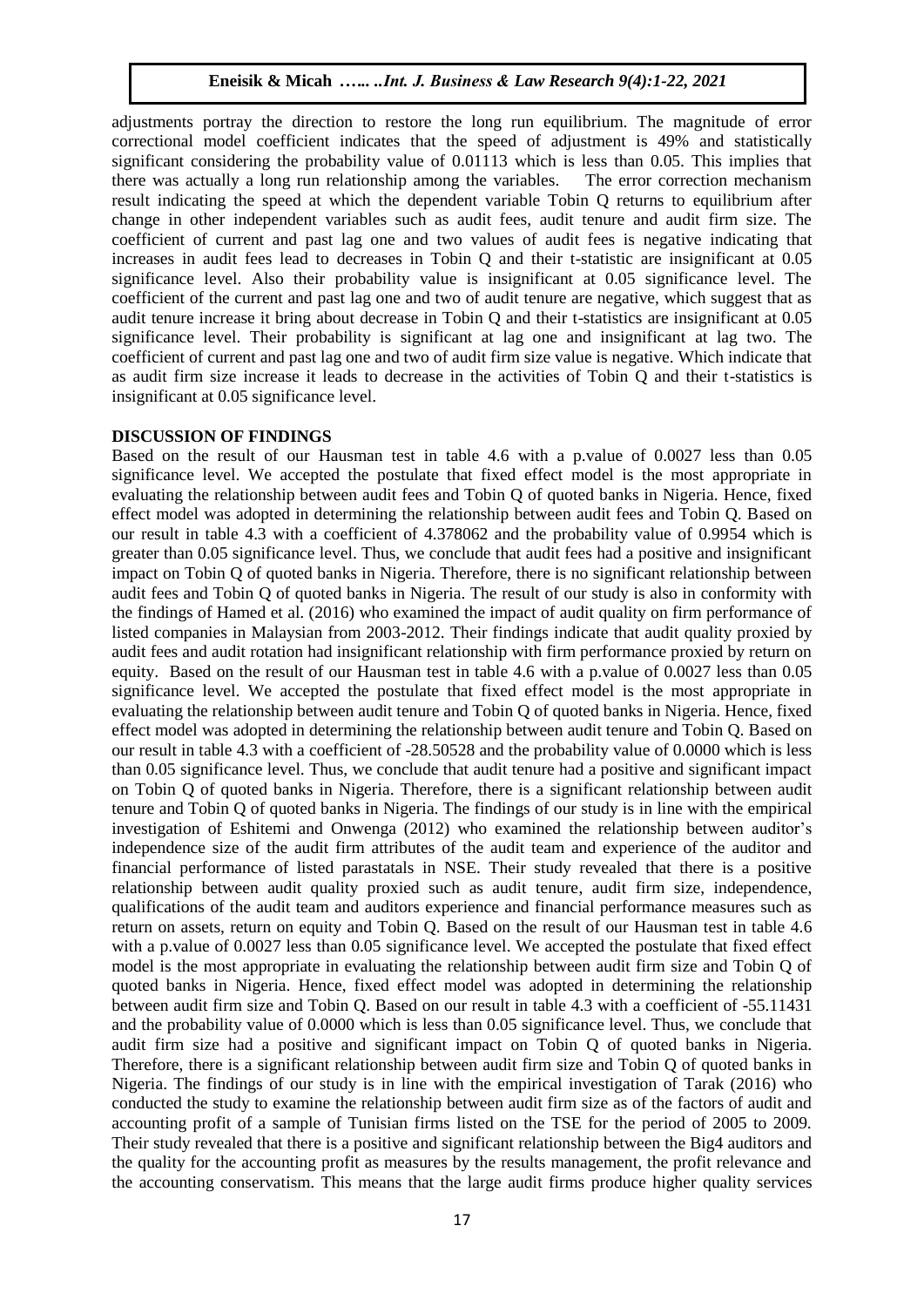adjustments portray the direction to restore the long run equilibrium. The magnitude of error correctional model coefficient indicates that the speed of adjustment is 49% and statistically significant considering the probability value of 0.01113 which is less than 0.05. This implies that there was actually a long run relationship among the variables. The error correction mechanism result indicating the speed at which the dependent variable Tobin Q returns to equilibrium after change in other independent variables such as audit fees, audit tenure and audit firm size. The coefficient of current and past lag one and two values of audit fees is negative indicating that increases in audit fees lead to decreases in Tobin Q and their t-statistic are insignificant at 0.05 significance level. Also their probability value is insignificant at 0.05 significance level. The coefficient of the current and past lag one and two of audit tenure are negative, which suggest that as audit tenure increase it bring about decrease in Tobin Q and their t-statistics are insignificant at 0.05 significance level. Their probability is significant at lag one and insignificant at lag two. The coefficient of current and past lag one and two of audit firm size value is negative. Which indicate that as audit firm size increase it leads to decrease in the activities of Tobin Q and their t-statistics is insignificant at 0.05 significance level.

## DISCUSSION OF FINDINGS

Based on the result of our Hausman test in table 4.6 with a p.value of 0.0027 less than 0.05 significance level. We accepted the postulate that fixed effect model is the most appropriate in evaluating the relationship between audit fees and Tobin Q of quoted banks in Nigeria. Hence, fixed effect model was adopted in determining the relationship between audit fees and Tobin Q. Based on our result in table 4.3 with a coefficient of 4.378062 and the probability value of 0.9954 which is greater than 0.05 significance level. Thus, we conclude that audit fees had a positive and insignificant impact on Tobin Q of quoted banks in Nigeria. Therefore, there is no significant relationship between audit fees and Tobin Q of quoted banks in Nigeria. The result of our study is also in conformity with the findings of Hamed et al. (2016) who examined the impact of audit quality on firm performance of listed companies in Malaysian from 2003-2012. Their findings indicate that audit quality proxied by audit fees and audit rotation had insignificant relationship with firm performance proxied by return on equity. Based on the result of our Hausman test in table 4.6 with a p.value of 0.0027 less than 0.05 significance level. We accepted the postulate that fixed effect model is the most appropriate in evaluating the relationship between audit tenure and Tobin Q of quoted banks in Nigeria. Hence, fixed effect model was adopted in determining the relationship between audit tenure and Tobin Q. Based on our result in table 4.3 with a coefficient of -28.50528 and the probability value of 0.0000 which is less than 0.05 significance level. Thus, we conclude that audit tenure had a positive and significant impact on Tobin Q of quoted banks in Nigeria. Therefore, there is a significant relationship between audit tenure and Tobin Q of quoted banks in Nigeria. The findings of our study is in line with the empirical investigation of Eshitemi and Onwenga (2012) who examined the relationship between auditor's independence size of the audit firm attributes of the audit team and experience of the auditor and financial performance of listed parastatals in NSE. Their study revealed that there is a positive relationship between audit quality proxied such as audit tenure, audit firm size, independence, qualifications of the audit team and auditors experience and financial performance measures such as return on assets, return on equity and Tobin Q. Based on the result of our Hausman test in table 4.6 with a p.value of 0.0027 less than 0.05 significance level. We accepted the postulate that fixed effect model is the most appropriate in evaluating the relationship between audit firm size and Tobin Q of quoted banks in Nigeria. Hence, fixed effect model was adopted in determining the relationship between audit firm size and Tobin Q. Based on our result in table 4.3 with a coefficient of -55.11431 and the probability value of 0.0000 which is less than 0.05 significance level. Thus, we conclude that audit firm size had a positive and significant impact on Tobin Q of quoted banks in Nigeria. Therefore, there is a significant relationship between audit firm size and Tobin Q of quoted banks in Nigeria. The findings of our study is in line with the empirical investigation of Tarak (2016) who conducted the study to examine the relationship between audit firm size as of the factors of audit and accounting profit of a sample of Tunisian firms listed on the TSE for the period of 2005 to 2009. Their study revealed that there is a positive and significant relationship between the Big4 auditors and the quality for the accounting profit as measures by the results management, the profit relevance and the accounting conservatism. This means that the large audit firms produce higher quality services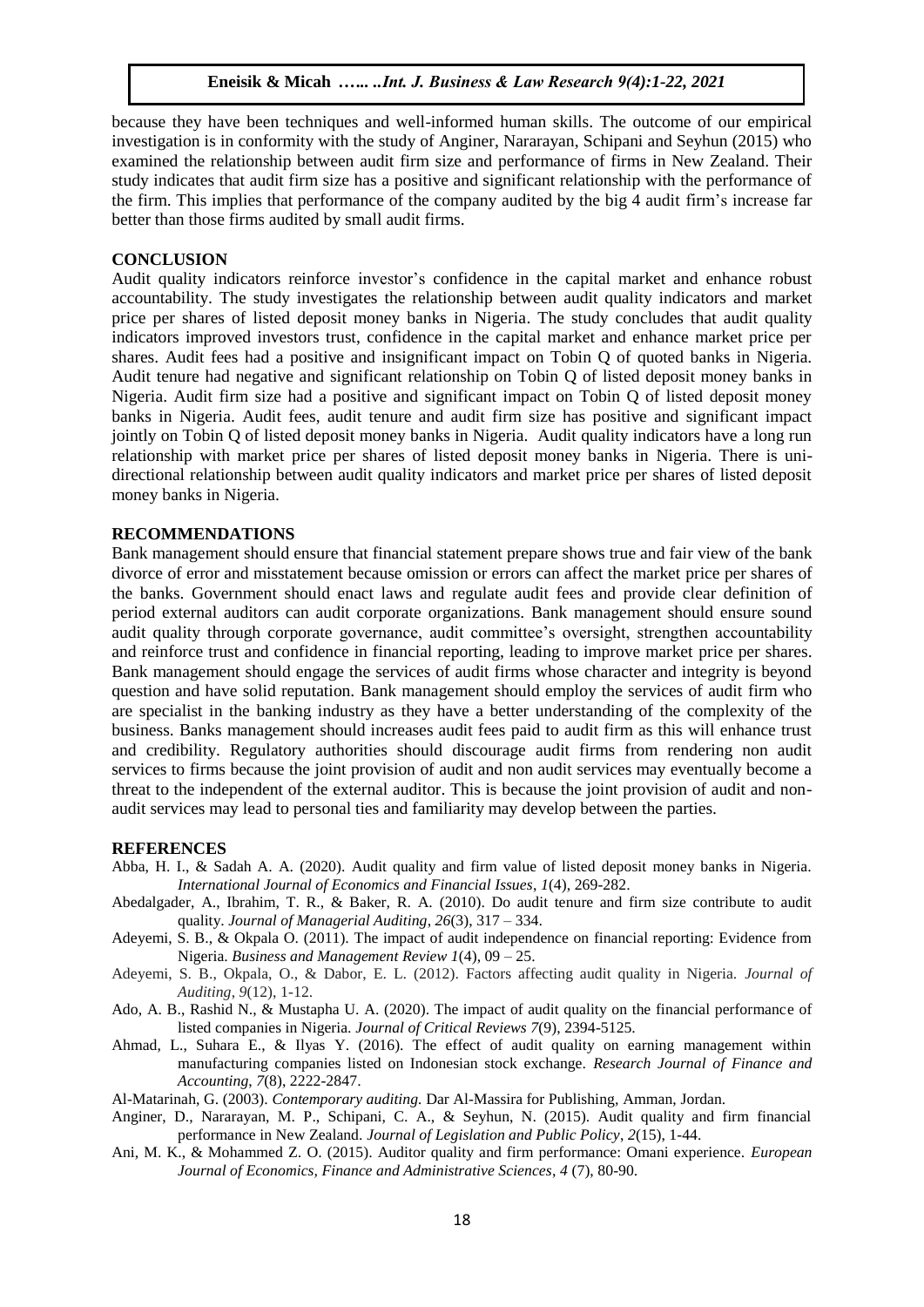because they have been techniques and well-informed human skills. The outcome of our empirical investigation is in conformity with the study of Anginer, Nararayan, Schipani and Seyhun (2015) who examined the relationship between audit firm size and performance of firms in New Zealand. Their study indicates that audit firm size has a positive and significant relationship with the performance of the firm. This implies that performance of the company audited by the big 4 audit firm's increase far better than those firms audited by small audit firms.

## CONCLUSION

Audit quality indicators reinforce investor's confidence in the capital market and enhance robust accountability. The study investigates the relationship between audit quality indicators and market price per shares of listed deposit money banks in Nigeria. The study concludes that audit quality indicators improved investors trust, confidence in the capital market and enhance market price per shares. Audit fees had a positive and insignificant impact on Tobin Q of quoted banks in Nigeria. Audit tenure had negative and significant relationship on Tobin Q of listed deposit money banks in Nigeria. Audit firm size had a positive and significant impact on Tobin Q of listed deposit money banks in Nigeria. Audit fees, audit tenure and audit firm size has positive and significant impact jointly on Tobin Q of listed deposit money banks in Nigeria. Audit quality indicators have a long run relationship with market price per shares of listed deposit money banks in Nigeria. There is uni-directional relationship between audit quality indicators and market price per shares of listed deposit money banks in Nigeria.

## RECOMMENDATIONS

Bank management should ensure that financial statement prepare shows true and fair view of the bank divorce of error and misstatement because omission or errors can affect the market price per shares of the banks. Government should enact laws and regulate audit fees and provide clear definition of period external auditors can audit corporate organizations. Bank management should ensure sound audit quality through corporate governance, audit committee's oversight, strengthen accountability and reinforce trust and confidence in financial reporting, leading to improve market price per shares. Bank management should engage the services of audit firms whose character and integrity is beyond question and have solid reputation. Bank management should employ the services of audit firm who are specialist in the banking industry as they have a better understanding of the complexity of the business. Banks management should increases audit fees paid to audit firm as this will enhance trust and credibility. Regulatory authorities should discourage audit firms from rendering non audit services to firms because the joint provision of audit and non audit services may eventually become a threat to the independent of the external auditor. This is because the joint provision of audit and non-audit services may lead to personal ties and familiarity may develop between the parties.

## REFERENCES

Abba, H. I., & Sadah A. A. (2020). Audit quality and firm value of listed deposit money banks in Nigeria. *International Journal of Economics and Financial Issues*, *1*(4), 269-282.

Abedalgader, A., Ibrahim, T. R., & Baker, R. A. (2010). Do audit tenure and firm size contribute to audit quality. *Journal of Managerial Auditing*, *26*(3), 317 – 334.

Adeyemi, S. B., & Okpala O. (2011). The impact of audit independence on financial reporting: Evidence from Nigeria. *Business and Management Review 1*(4), 09 – 25.

Adeyemi, S. B., Okpala, O., & Dabor, E. L. (2012). Factors affecting audit quality in Nigeria. *Journal of Auditing*, *9*(12), 1-12.

Ado, A. B., Rashid N., & Mustapha U. A. (2020). The impact of audit quality on the financial performance of listed companies in Nigeria. *Journal of Critical Reviews 7*(9), 2394-5125.

Ahmad, L., Suhara E., & Ilyas Y. (2016). The effect of audit quality on earning management within manufacturing companies listed on Indonesian stock exchange. *Research Journal of Finance and Accounting*, *7*(8), 2222-2847.

Al-Matarinah, G. (2003). *Contemporary auditing.* Dar Al-Massira for Publishing, Amman, Jordan.

Anginer, D., Nararayan, M. P., Schipani, C. A., & Seyhun, N. (2015). Audit quality and firm financial performance in New Zealand. *Journal of Legislation and Public Policy*, *2*(15), 1-44.

Ani, M. K., & Mohammed Z. O. (2015). Auditor quality and firm performance: Omani experience. *European Journal of Economics, Finance and Administrative Sciences*, *4* (7), 80-90.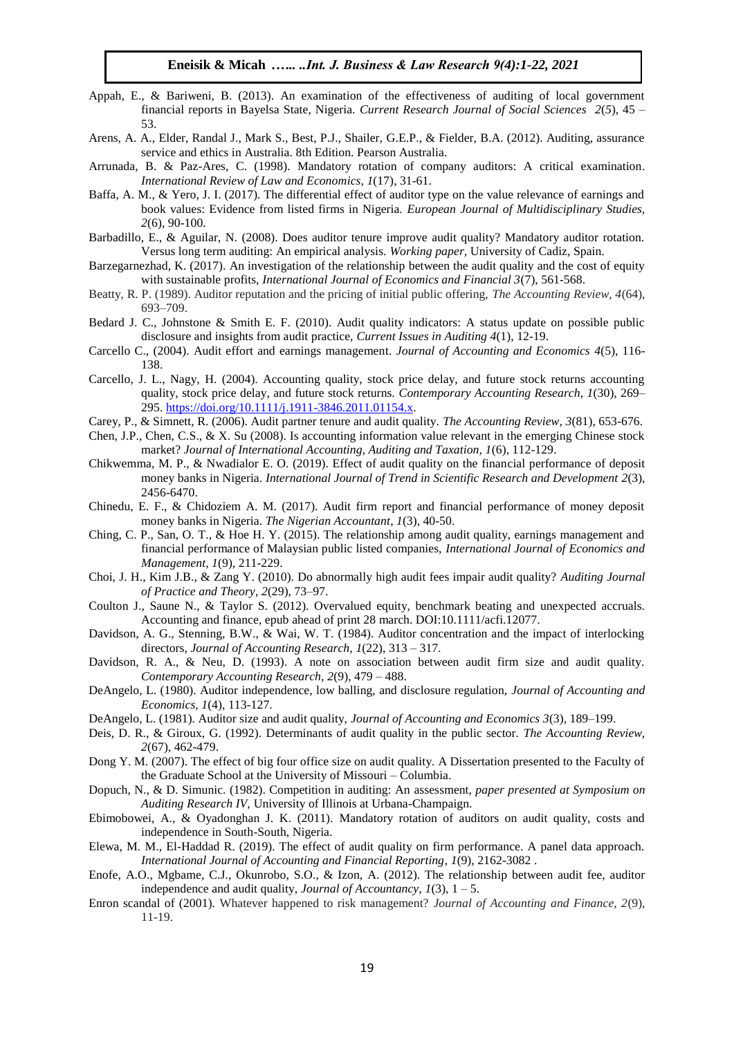Appah, E., & Bariweni, B. (2013). An examination of the effectiveness of auditing of local government financial reports in Bayelsa State, Nigeria. *Current Research Journal of Social Sciences 2*(5), 45 – 53.

Arens, A. A., Elder, Randal J., Mark S., Best, P.J., Shailer, G.E.P., & Fielder, B.A. (2012). Auditing, assurance service and ethics in Australia. 8th Edition. Pearson Australia.

Arrunada, B. & Paz-Ares, C. (1998). Mandatory rotation of company auditors: A critical examination. *International Review of Law and Economics, 1*(17), 31-61.

Baffa, A. M., & Yero, J. I. (2017). The differential effect of auditor type on the value relevance of earnings and book values: Evidence from listed firms in Nigeria. *European Journal of Multidisciplinary Studies, 2*(6), 90-100.

Barbadillo, E., & Aguilar, N. (2008). Does auditor tenure improve audit quality? Mandatory auditor rotation. Versus long term auditing: An empirical analysis. *Working paper*, University of Cadiz, Spain.

Barzegarnezhad, K. (2017). An investigation of the relationship between the audit quality and the cost of equity with sustainable profits, *International Journal of Economics and Financial 3*(7), 561-568.

Beatty, R. P. (1989). Auditor reputation and the pricing of initial public offering, *The Accounting Review, 4*(64), 693–709.

Bedard J. C., Johnstone & Smith E. F. (2010). Audit quality indicators: A status update on possible public disclosure and insights from audit practice, *Current Issues in Auditing 4*(1), 12-19.

Carcello C., (2004). Audit effort and earnings management. *Journal of Accounting and Economics 4*(5), 116-138.

Carcello, J. L., Nagy, H. (2004). Accounting quality, stock price delay, and future stock returns accounting quality, stock price delay, and future stock returns. *Contemporary Accounting Research, 1*(30), 269–295. https://doi.org/10.1111/j.1911-3846.2011.01154.x.

Carey, P., & Simnett, R. (2006). Audit partner tenure and audit quality. *The Accounting Review, 3*(81), 653-676.

Chen, J.P., Chen, C.S., & X. Su (2008). Is accounting information value relevant in the emerging Chinese stock market? *Journal of International Accounting, Auditing and Taxation, 1*(6), 112-129.

Chikwemma, M. P., & Nwadialor E. O. (2019). Effect of audit quality on the financial performance of deposit money banks in Nigeria. *International Journal of Trend in Scientific Research and Development 2*(3), 2456-6470.

Chinedu, E. F., & Chidoziem A. M. (2017). Audit firm report and financial performance of money deposit money banks in Nigeria. *The Nigerian Accountant*, *1*(3), 40-50.

Ching, C. P., San, O. T., & Hoe H. Y. (2015). The relationship among audit quality, earnings management and financial performance of Malaysian public listed companies, *International Journal of Economics and Management, 1*(9), 211-229.

Choi, J. H., Kim J.B., & Zang Y. (2010). Do abnormally high audit fees impair audit quality? *Auditing Journal of Practice and Theory*, *2*(29), 73–97.

Coulton J., Saune N., & Taylor S. (2012). Overvalued equity, benchmark beating and unexpected accruals. Accounting and finance, epub ahead of print 28 march. DOI:10.1111/acfi.12077.

Davidson, A. G., Stenning, B.W., & Wai, W. T. (1984). Auditor concentration and the impact of interlocking directors, *Journal of Accounting Research, 1*(22), 313 – 317.

Davidson, R. A., & Neu, D. (1993). A note on association between audit firm size and audit quality. *Contemporary Accounting Research, 2*(9), 479 – 488.

DeAngelo, L. (1980). Auditor independence, low balling, and disclosure regulation, *Journal of Accounting and Economics, 1*(4), 113-127.

DeAngelo, L. (1981). Auditor size and audit quality, *Journal of Accounting and Economics 3*(3), 189–199.

Deis, D. R., & Giroux, G. (1992). Determinants of audit quality in the public sector. *The Accounting Review, 2*(67), 462-479.

Dong Y. M. (2007). The effect of big four office size on audit quality. A Dissertation presented to the Faculty of the Graduate School at the University of Missouri – Columbia.

Dopuch, N., & D. Simunic. (1982). Competition in auditing: An assessment, *paper presented at Symposium on Auditing Research IV,* University of Illinois at Urbana-Champaign.

Ebimobowei, A., & Oyadonghan J. K. (2011). Mandatory rotation of auditors on audit quality, costs and independence in South-South, Nigeria.

Elewa, M. M., El-Haddad R. (2019). The effect of audit quality on firm performance. A panel data approach. *International Journal of Accounting and Financial Reporting*, *1*(9), 2162-3082 .

Enofe, A.O., Mgbame, C.J., Okunrobo, S.O., & Izon, A. (2012). The relationship between audit fee, auditor independence and audit quality, *Journal of Accountancy, 1*(3), 1 – 5.

Enron scandal of (2001). Whatever happened to risk management? *Journal of Accounting and Finance, 2*(9), 11-19.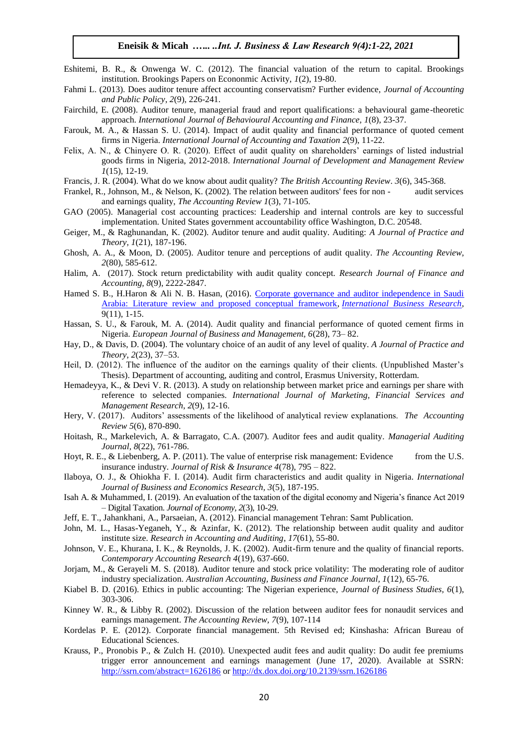Eshitemi, B. R., & Onwenga W. C. (2012). The financial valuation of the return to capital. Brookings institution. Brookings Papers on Econonmic Activity, *1*(2), 19-80.

Fahmi L. (2013). Does auditor tenure affect accounting conservatism? Further evidence, *Journal of Accounting and Public Policy*, *2*(9), 226-241.

Fairchild, E. (2008). Auditor tenure, managerial fraud and report qualifications: a behavioural game-theoretic approach. *International Journal of Behavioural Accounting and Finance, 1*(8), 23-37.

Farouk, M. A., & Hassan S. U. (2014). Impact of audit quality and financial performance of quoted cement firms in Nigeria. *International Journal of Accounting and Taxation 2*(9), 11-22.

Felix, A. N., & Chinyere O. R. (2020). Effect of audit quality on shareholders' earnings of listed industrial goods firms in Nigeria, 2012-2018. *International Journal of Development and Management Review 1*(15), 12-19.

Francis, J. R. (2004). What do we know about audit quality? *The British Accounting Review*. *3*(6), 345-368.

Frankel, R., Johnson, M., & Nelson, K. (2002). The relation between auditors' fees for non - audit services and earnings quality, *The Accounting Review 1*(3), 71-105.

GAO (2005). Managerial cost accounting practices: Leadership and internal controls are key to successful implementation. United States government accountability office Washington, D.C. 20548.

Geiger, M., & Raghunandan, K. (2002). Auditor tenure and audit quality. Auditing: *A Journal of Practice and Theory, 1*(21), 187-196.

Ghosh, A. A., & Moon, D. (2005). Auditor tenure and perceptions of audit quality. *The Accounting Review*, *2*(80), 585-612.

Halim, A. (2017). Stock return predictability with audit quality concept. *Research Journal of Finance and Accounting, 8*(9), 2222-2847.

Hamed S. B., H.Haron & Ali N. B. Hasan, (2016). Corporate governance and auditor independence in Saudi Arabia: Literature review and proposed conceptual framework, *International Business Research*, 9(11), 1-15.

Hassan, S. U., & Farouk, M. A. (2014). Audit quality and financial performance of quoted cement firms in Nigeria. *European Journal of Business and Management, 6*(28), 73– 82.

Hay, D., & Davis, D. (2004). The voluntary choice of an audit of any level of quality. *A Journal of Practice and Theory*, *2*(23), 37–53.

Heil, D. (2012). The influence of the auditor on the earnings quality of their clients. (Unpublished Master's Thesis). Department of accounting, auditing and control, Erasmus University, Rotterdam.

Hemadeyya, K., & Devi V. R. (2013). A study on relationship between market price and earnings per share with reference to selected companies. *International Journal of Marketing, Financial Services and Management Research*, *2*(9), 12-16.

Hery, V. (2017). Auditors' assessments of the likelihood of analytical review explanations. *The Accounting Review 5*(6), 870-890.

Hoitash, R., Markelevich, A. & Barragato, C.A. (2007). Auditor fees and audit quality. *Managerial Auditing Journal*, *8*(22), 761-786.

Hoyt, R. E., & Liebenberg, A. P. (2011). The value of enterprise risk management: Evidence from the U.S. insurance industry. *Journal of Risk & Insurance 4*(78), 795 – 822.

Ilaboya, O. J., & Ohiokha F. I. (2014). Audit firm characteristics and audit quality in Nigeria. *International Journal of Business and Economics Research*, *3*(5), 187-195.

Isah A. & Muhammed, I. (2019). An evaluation of the taxation of the digital economy and Nigeria's finance Act 2019 – Digital Taxation. *Journal of Economy, 2*(3), 10-29.

Jeff, E. T., Jahankhani, A., Parsaeian, A. (2012). Financial management Tehran: Samt Publication.

John, M. L., Hasas-Yeganeh, Y., & Azinfar, K. (2012). The relationship between audit quality and auditor institute size. *Research in Accounting and Auditing*, *17*(61), 55-80.

Johnson, V. E., Khurana, I. K., & Reynolds, J. K. (2002). Audit-firm tenure and the quality of financial reports. *Contemporary Accounting Research 4*(19), 637-660.

Jorjam, M., & Gerayeli M. S. (2018). Auditor tenure and stock price volatility: The moderating role of auditor industry specialization. *Australian Accounting, Business and Finance Journal, 1*(12), 65-76.

Kiabel B. D. (2016). Ethics in public accounting: The Nigerian experience, *Journal of Business Studies*, *6*(1), 303-306.

Kinney W. R., & Libby R. (2002). Discussion of the relation between auditor fees for nonaudit services and earnings management. *The Accounting Review, 7*(9), 107-114

Kordelas P. E. (2012). Corporate financial management. 5th Revised ed; Kinshasha: African Bureau of Educational Sciences.

Krauss, P., Pronobis P., & Zulch H. (2010). Unexpected audit fees and audit quality: Do audit fee premiums trigger error announcement and earnings management (June 17, 2020). Available at SSRN: http://ssrn.com/abstract=1626186 or http://dx.dox.doi.org/10.2139/ssrn.1626186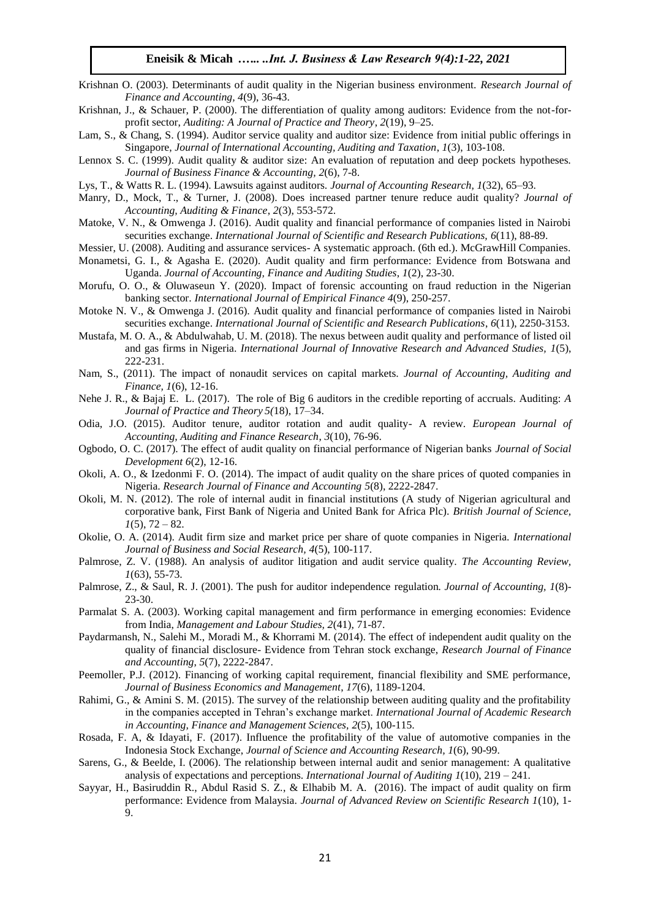Krishnan O. (2003). Determinants of audit quality in the Nigerian business environment. *Research Journal of Finance and Accounting, 4*(9), 36-43.

Krishnan, J., & Schauer, P. (2000). The differentiation of quality among auditors: Evidence from the not-for-profit sector, *Auditing: A Journal of Practice and Theory*, *2*(19), 9–25.

Lam, S., & Chang, S. (1994). Auditor service quality and auditor size: Evidence from initial public offerings in Singapore, *Journal of International Accounting, Auditing and Taxation*, *1*(3), 103-108.

Lennox S. C. (1999). Audit quality & auditor size: An evaluation of reputation and deep pockets hypotheses. *Journal of Business Finance & Accounting, 2*(6), 7-8.

Lys, T., & Watts R. L. (1994). Lawsuits against auditors. *Journal of Accounting Research, 1*(32), 65–93.

Manry, D., Mock, T., & Turner, J. (2008). Does increased partner tenure reduce audit quality? *Journal of Accounting, Auditing & Finance*, *2*(3), 553-572.

Matoke, V. N., & Omwenga J. (2016). Audit quality and financial performance of companies listed in Nairobi securities exchange. *International Journal of Scientific and Research Publications, 6*(11), 88-89.

Messier, U. (2008). Auditing and assurance services- A systematic approach. (6th ed.). McGrawHill Companies.

Monametsi, G. I., & Agasha E. (2020). Audit quality and firm performance: Evidence from Botswana and Uganda. *Journal of Accounting, Finance and Auditing Studies*, *1*(2), 23-30.

Morufu, O. O., & Oluwaseun Y. (2020). Impact of forensic accounting on fraud reduction in the Nigerian banking sector. *International Journal of Empirical Finance 4*(9), 250-257.

Motoke N. V., & Omwenga J. (2016). Audit quality and financial performance of companies listed in Nairobi securities exchange. *International Journal of Scientific and Research Publications*, *6*(11), 2250-3153.

Mustafa, M. O. A., & Abdulwahab, U. M. (2018). The nexus between audit quality and performance of listed oil and gas firms in Nigeria. *International Journal of Innovative Research and Advanced Studies*, *1*(5), 222-231.

Nam, S., (2011). The impact of nonaudit services on capital markets. *Journal of Accounting, Auditing and Finance, 1*(6), 12-16.

Nehe J. R., & Bajaj E. L. (2017). The role of Big 6 auditors in the credible reporting of accruals. Auditing: *A Journal of Practice and Theory 5(*18), 17–34.

Odia, J.O. (2015). Auditor tenure, auditor rotation and audit quality- A review. *European Journal of Accounting, Auditing and Finance Research*, *3*(10), 76-96.

Ogbodo, O. C. (2017). The effect of audit quality on financial performance of Nigerian banks *Journal of Social Development 6*(2), 12-16.

Okoli, A. O., & Izedonmi F. O. (2014). The impact of audit quality on the share prices of quoted companies in Nigeria. *Research Journal of Finance and Accounting 5*(8), 2222-2847.

Okoli, M. N. (2012). The role of internal audit in financial institutions (A study of Nigerian agricultural and corporative bank, First Bank of Nigeria and United Bank for Africa Plc). *British Journal of Science, 1*(5), 72 – 82.

Okolie, O. A. (2014). Audit firm size and market price per share of quote companies in Nigeria. *International Journal of Business and Social Research, 4*(5), 100-117.

Palmrose, Z. V. (1988). An analysis of auditor litigation and audit service quality. *The Accounting Review, 1*(63), 55-73.

Palmrose, Z., & Saul, R. J. (2001). The push for auditor independence regulation*. Journal of Accounting, 1*(8)- 23-30.

Parmalat S. A. (2003). Working capital management and firm performance in emerging economies: Evidence from India, *Management and Labour Studies, 2*(41), 71-87.

Paydarmansh, N., Salehi M., Moradi M., & Khorrami M. (2014). The effect of independent audit quality on the quality of financial disclosure- Evidence from Tehran stock exchange, *Research Journal of Finance and Accounting*, *5*(7), 2222-2847.

Peemoller, P.J. (2012). Financing of working capital requirement, financial flexibility and SME performance, *Journal of Business Economics and Management*, *17*(6), 1189-1204.

Rahimi, G., & Amini S. M. (2015). The survey of the relationship between auditing quality and the profitability in the companies accepted in Tehran's exchange market. *International Journal of Academic Research in Accounting, Finance and Management Sciences, 2*(5), 100-115.

Rosada, F. A, & Idayati, F. (2017). Influence the profitability of the value of automotive companies in the Indonesia Stock Exchange, *Journal of Science and Accounting Research, 1*(6), 90-99.

Sarens, G., & Beelde, I. (2006). The relationship between internal audit and senior management: A qualitative analysis of expectations and perceptions. *International Journal of Auditing 1*(10), 219 – 241.

Sayyar, H., Basiruddin R., Abdul Rasid S. Z., & Elhabib M. A. (2016). The impact of audit quality on firm performance: Evidence from Malaysia. *Journal of Advanced Review on Scientific Research 1*(10), 1-9.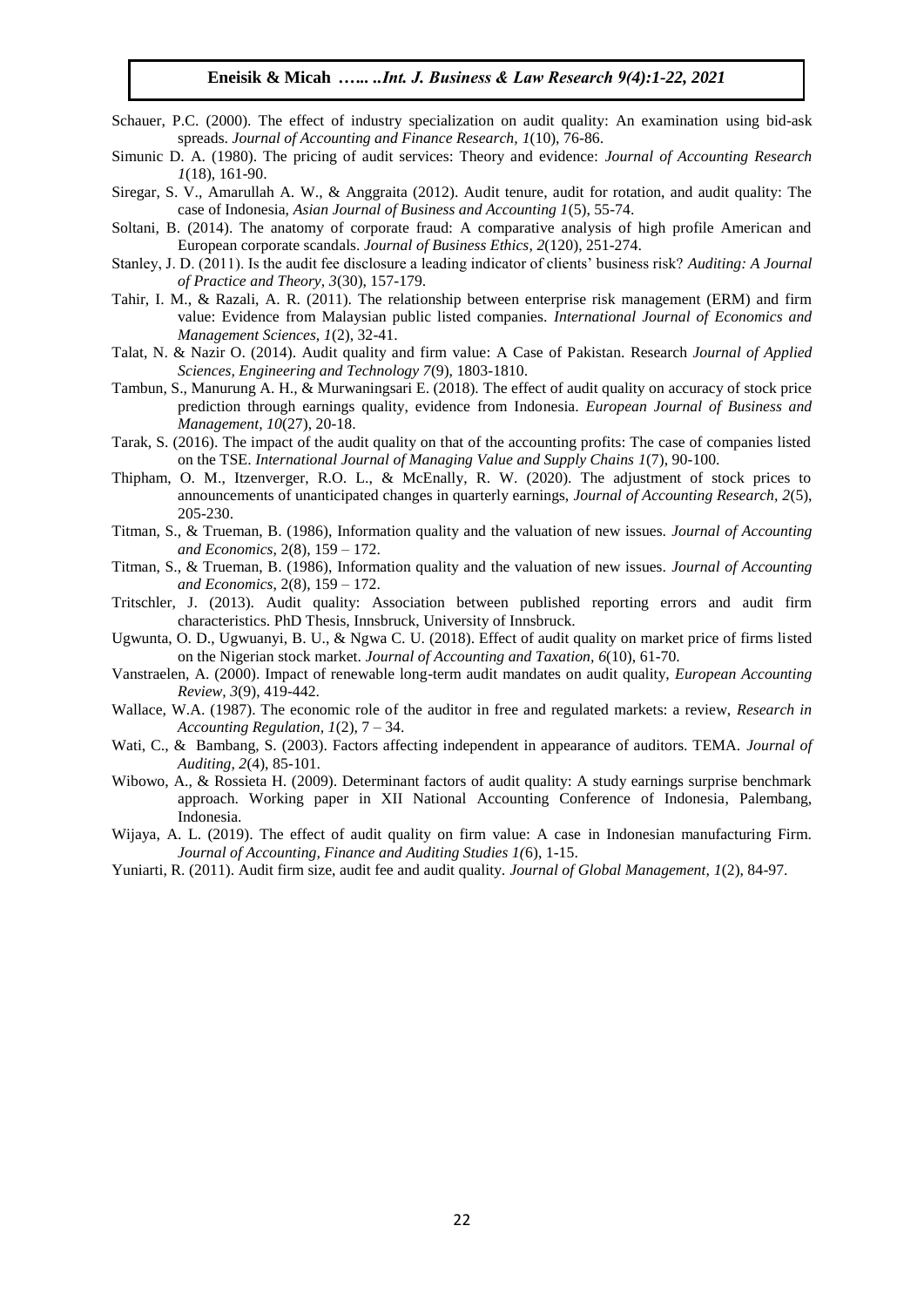Schauer, P.C. (2000). The effect of industry specialization on audit quality: An examination using bid-ask spreads. *Journal of Accounting and Finance Research, 1*(10), 76-86.

Simunic D. A. (1980). The pricing of audit services: Theory and evidence: *Journal of Accounting Research 1*(18), 161-90.

Siregar, S. V., Amarullah A. W., & Anggraita (2012). Audit tenure, audit for rotation, and audit quality: The case of Indonesia, *Asian Journal of Business and Accounting 1*(5), 55-74.

Soltani, B. (2014). The anatomy of corporate fraud: A comparative analysis of high profile American and European corporate scandals. *Journal of Business Ethics*, *2*(120), 251-274.

Stanley, J. D. (2011). Is the audit fee disclosure a leading indicator of clients' business risk? *Auditing: A Journal of Practice and Theory, 3*(30), 157-179.

Tahir, I. M., & Razali, A. R. (2011). The relationship between enterprise risk management (ERM) and firm value: Evidence from Malaysian public listed companies. *International Journal of Economics and Management Sciences, 1*(2), 32-41.

Talat, N. & Nazir O. (2014). Audit quality and firm value: A Case of Pakistan. Research *Journal of Applied Sciences, Engineering and Technology 7*(9), 1803-1810.

Tambun, S., Manurung A. H., & Murwaningsari E. (2018). The effect of audit quality on accuracy of stock price prediction through earnings quality, evidence from Indonesia. *European Journal of Business and Management, 10*(27), 20-18.

Tarak, S. (2016). The impact of the audit quality on that of the accounting profits: The case of companies listed on the TSE. *International Journal of Managing Value and Supply Chains 1*(7), 90-100.

Thipham, O. M., Itzenverger, R.O. L., & McEnally, R. W. (2020). The adjustment of stock prices to announcements of unanticipated changes in quarterly earnings, *Journal of Accounting Research, 2*(5), 205-230.

Titman, S., & Trueman, B. (1986), Information quality and the valuation of new issues. *Journal of Accounting and Economics*, 2(8), 159 – 172.

Titman, S., & Trueman, B. (1986), Information quality and the valuation of new issues. *Journal of Accounting and Economics*, 2(8), 159 – 172.

Tritschler, J. (2013). Audit quality: Association between published reporting errors and audit firm characteristics. PhD Thesis, Innsbruck, University of Innsbruck.

Ugwunta, O. D., Ugwuanyi, B. U., & Ngwa C. U. (2018). Effect of audit quality on market price of firms listed on the Nigerian stock market. *Journal of Accounting and Taxation, 6*(10), 61-70.

Vanstraelen, A. (2000). Impact of renewable long-term audit mandates on audit quality, *European Accounting Review, 3*(9), 419-442.

Wallace, W.A. (1987). The economic role of the auditor in free and regulated markets: a review, *Research in Accounting Regulation, 1*(2), 7 – 34.

Wati, C., & Bambang, S. (2003). Factors affecting independent in appearance of auditors. TEMA. *Journal of Auditing, 2*(4), 85-101.

Wibowo, A., & Rossieta H. (2009). Determinant factors of audit quality: A study earnings surprise benchmark approach. Working paper in XII National Accounting Conference of Indonesia, Palembang, Indonesia.

Wijaya, A. L. (2019). The effect of audit quality on firm value: A case in Indonesian manufacturing Firm. *Journal of Accounting, Finance and Auditing Studies 1*(6), 1-15.

Yuniarti, R. (2011). Audit firm size, audit fee and audit quality. *Journal of Global Management, 1*(2), 84-97.